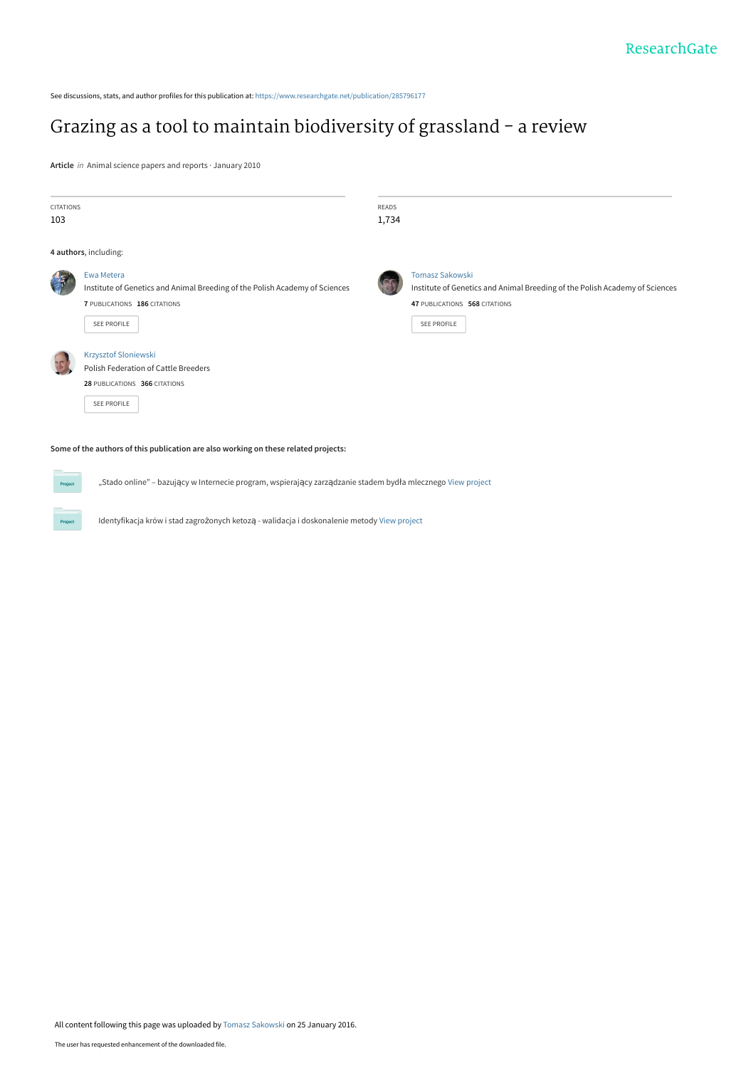ResearchGate

See discussions, stats, and author profiles for this publication at: https://www.researchgate.net/publication/285796177

# Grazing as a tool to maintain biodiversity of grassland – a review

**Article** *in* Animal science papers and reports · January 2010

| CITATIONS | READS |
| --- | --- |
| 103 | 1,734 |

**4 authors**, including:

Ewa Metera
Institute of Genetics and Animal Breeding of the Polish Academy of Sciences
**7** PUBLICATIONS **186** CITATIONS
SEE PROFILE

Tomasz Sakowski
Institute of Genetics and Animal Breeding of the Polish Academy of Sciences
**47** PUBLICATIONS **568** CITATIONS
SEE PROFILE

Krzysztof Sloniewski
Polish Federation of Cattle Breeders
**28** PUBLICATIONS **366** CITATIONS
SEE PROFILE

**Some of the authors of this publication are also working on these related projects:**

Project „Stado online" – bazujący w Internecie program, wspierający zarządzanie stadem bydła mlecznego View project

Project Identyfikacja krów i stad zagrożonych ketozą - walidacja i doskonalenie metody View project

All content following this page was uploaded by Tomasz Sakowski on 25 January 2016.

The user has requested enhancement of the downloaded file.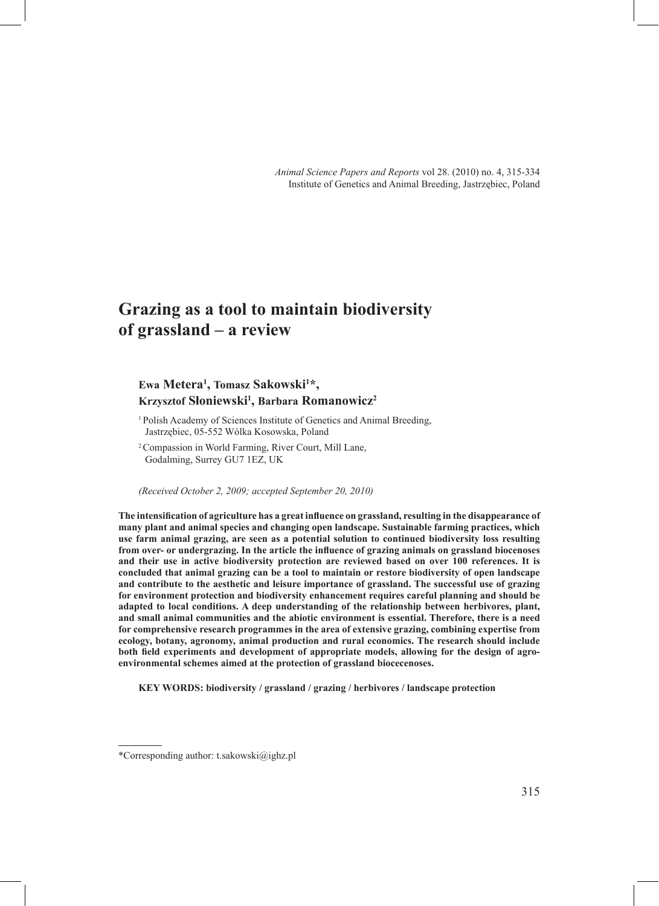# Grazing as a tool to maintain biodiversity of grassland – a review

**Ewa Metera[1], Tomasz Sakowski[1]\*, Krzysztof Słoniewski[1], Barbara Romanowicz[2]**

[1] Polish Academy of Sciences Institute of Genetics and Animal Breeding, Jastrzębiec, 05-552 Wólka Kosowska, Poland

[2] Compassion in World Farming, River Court, Mill Lane, Godalming, Surrey GU7 1EZ, UK

*(Received October 2, 2009; accepted September 20, 2010)*

**The intensification of agriculture has a great influence on grassland, resulting in the disappearance of many plant and animal species and changing open landscape. Sustainable farming practices, which use farm animal grazing, are seen as a potential solution to continued biodiversity loss resulting from over- or undergrazing. In the article the influence of grazing animals on grassland biocenoses and their use in active biodiversity protection are reviewed based on over 100 references. It is concluded that animal grazing can be a tool to maintain or restore biodiversity of open landscape and contribute to the aesthetic and leisure importance of grassland. The successful use of grazing for environment protection and biodiversity enhancement requires careful planning and should be adapted to local conditions. A deep understanding of the relationship between herbivores, plant, and small animal communities and the abiotic environment is essential. Therefore, there is a need for comprehensive research programmes in the area of extensive grazing, combining expertise from ecology, botany, agronomy, animal production and rural economics. The research should include both field experiments and development of appropriate models, allowing for the design of agro-environmental schemes aimed at the protection of grassland biocecenoses.**

**KEY WORDS: biodiversity / grassland / grazing / herbivores / landscape protection**

---

*Corresponding author: t.sakowski@ighz.pl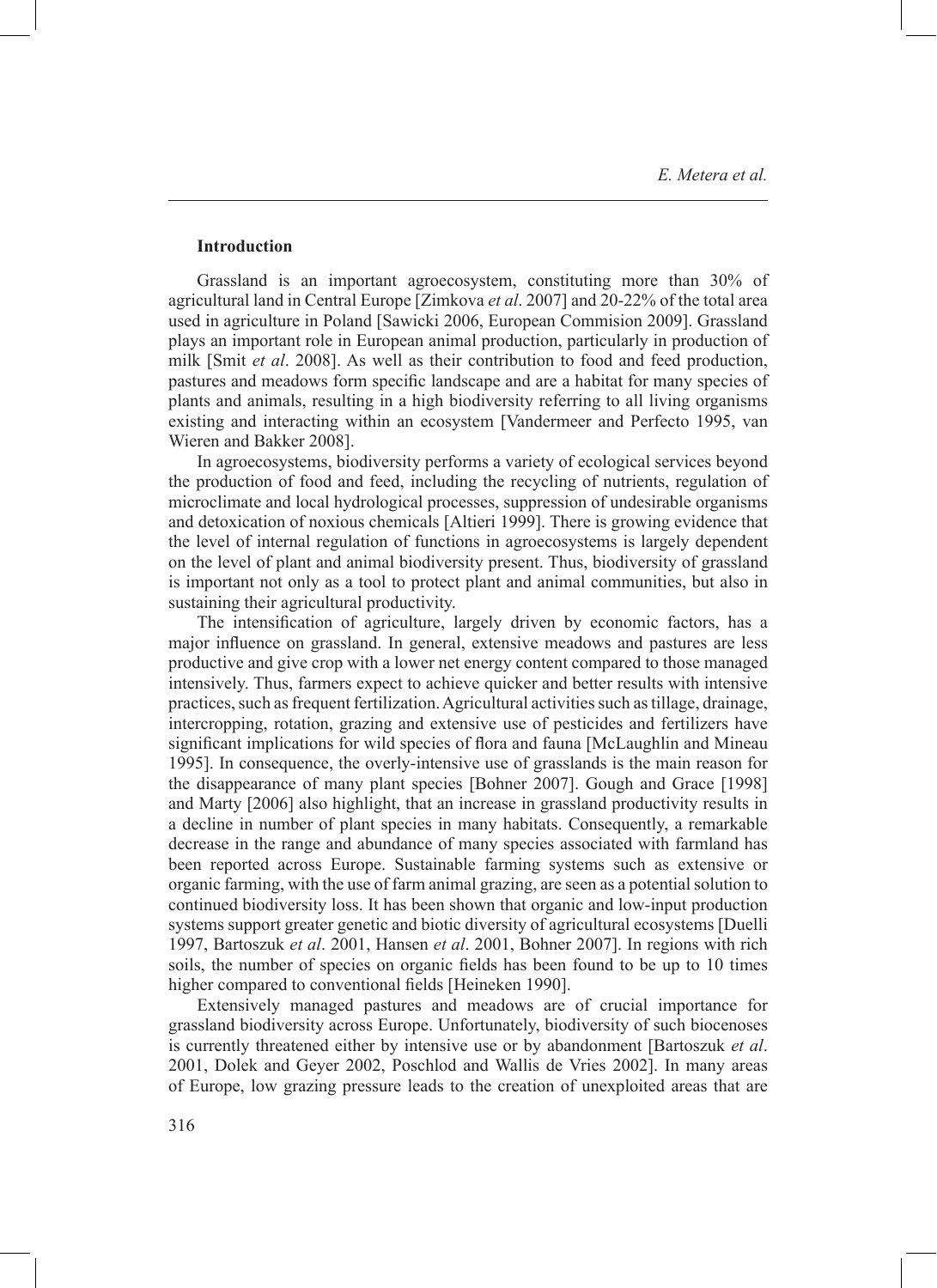## Introduction

Grassland is an important agroecosystem, constituting more than 30% of agricultural land in Central Europe [Zimkova *et al*. 2007] and 20-22% of the total area used in agriculture in Poland [Sawicki 2006, European Commision 2009]. Grassland plays an important role in European animal production, particularly in production of milk [Smit *et al*. 2008]. As well as their contribution to food and feed production, pastures and meadows form specific landscape and are a habitat for many species of plants and animals, resulting in a high biodiversity referring to all living organisms existing and interacting within an ecosystem [Vandermeer and Perfecto 1995, van Wieren and Bakker 2008].

In agroecosystems, biodiversity performs a variety of ecological services beyond the production of food and feed, including the recycling of nutrients, regulation of microclimate and local hydrological processes, suppression of undesirable organisms and detoxication of noxious chemicals [Altieri 1999]. There is growing evidence that the level of internal regulation of functions in agroecosystems is largely dependent on the level of plant and animal biodiversity present. Thus, biodiversity of grassland is important not only as a tool to protect plant and animal communities, but also in sustaining their agricultural productivity.

The intensification of agriculture, largely driven by economic factors, has a major influence on grassland. In general, extensive meadows and pastures are less productive and give crop with a lower net energy content compared to those managed intensively. Thus, farmers expect to achieve quicker and better results with intensive practices, such as frequent fertilization. Agricultural activities such as tillage, drainage, intercropping, rotation, grazing and extensive use of pesticides and fertilizers have significant implications for wild species of flora and fauna [McLaughlin and Mineau 1995]. In consequence, the overly-intensive use of grasslands is the main reason for the disappearance of many plant species [Bohner 2007]. Gough and Grace [1998] and Marty [2006] also highlight, that an increase in grassland productivity results in a decline in number of plant species in many habitats. Consequently, a remarkable decrease in the range and abundance of many species associated with farmland has been reported across Europe. Sustainable farming systems such as extensive or organic farming, with the use of farm animal grazing, are seen as a potential solution to continued biodiversity loss. It has been shown that organic and low-input production systems support greater genetic and biotic diversity of agricultural ecosystems [Duelli 1997, Bartoszuk *et al*. 2001, Hansen *et al*. 2001, Bohner 2007]. In regions with rich soils, the number of species on organic fields has been found to be up to 10 times higher compared to conventional fields [Heineken 1990].

Extensively managed pastures and meadows are of crucial importance for grassland biodiversity across Europe. Unfortunately, biodiversity of such biocenoses is currently threatened either by intensive use or by abandonment [Bartoszuk *et al*. 2001, Dolek and Geyer 2002, Poschlod and Wallis de Vries 2002]. In many areas of Europe, low grazing pressure leads to the creation of unexploited areas that are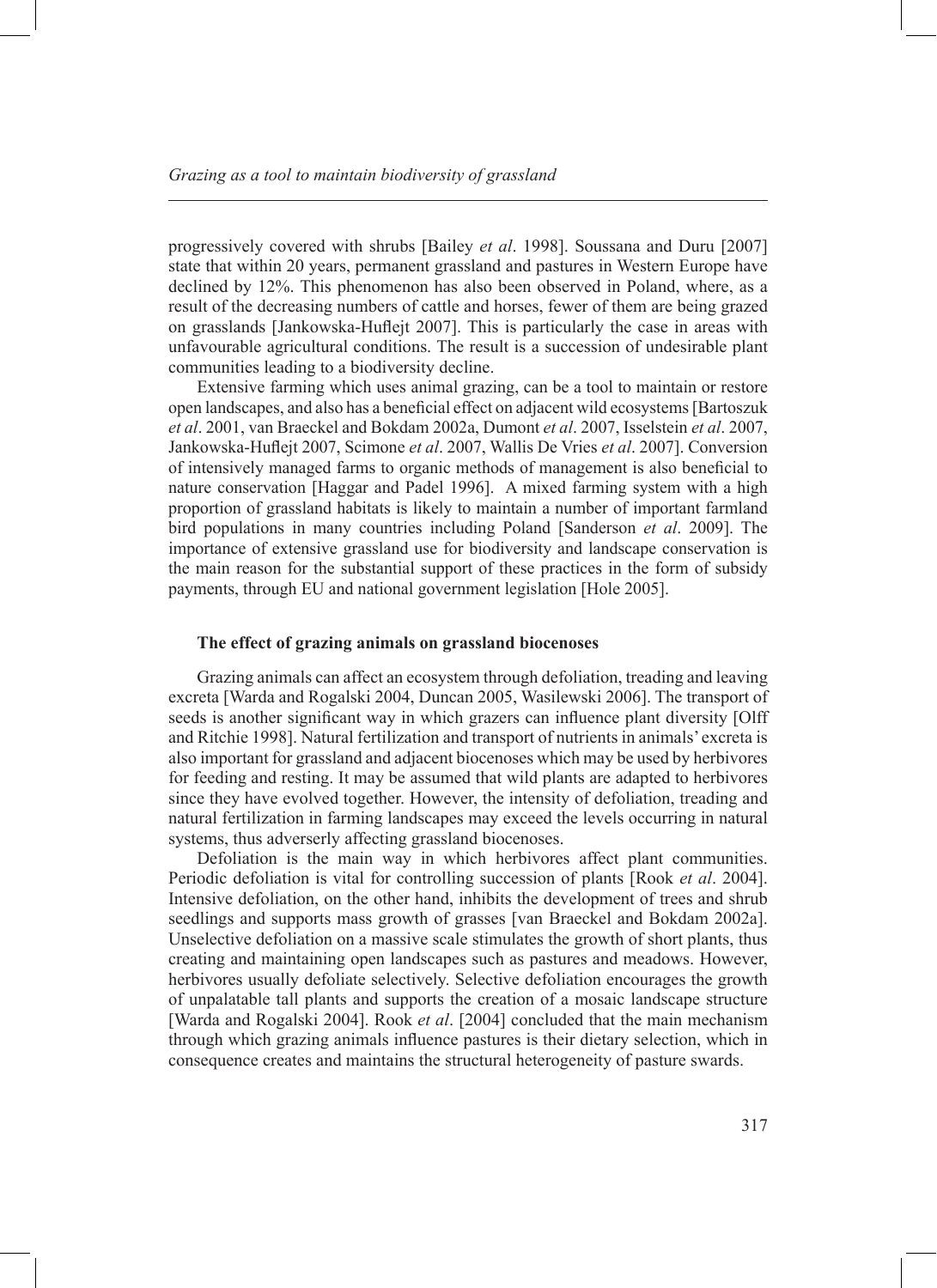progressively covered with shrubs [Bailey *et al*. 1998]. Soussana and Duru [2007] state that within 20 years, permanent grassland and pastures in Western Europe have declined by 12%. This phenomenon has also been observed in Poland, where, as a result of the decreasing numbers of cattle and horses, fewer of them are being grazed on grasslands [Jankowska-Huflejt 2007]. This is particularly the case in areas with unfavourable agricultural conditions. The result is a succession of undesirable plant communities leading to a biodiversity decline.

Extensive farming which uses animal grazing, can be a tool to maintain or restore open landscapes, and also has a beneficial effect on adjacent wild ecosystems [Bartoszuk *et al*. 2001, van Braeckel and Bokdam 2002a, Dumont *et al*. 2007, Isselstein *et al*. 2007, Jankowska-Huflejt 2007, Scimone *et al*. 2007, Wallis De Vries *et al*. 2007]. Conversion of intensively managed farms to organic methods of management is also beneficial to nature conservation [Haggar and Padel 1996]. A mixed farming system with a high proportion of grassland habitats is likely to maintain a number of important farmland bird populations in many countries including Poland [Sanderson *et al*. 2009]. The importance of extensive grassland use for biodiversity and landscape conservation is the main reason for the substantial support of these practices in the form of subsidy payments, through EU and national government legislation [Hole 2005].

## The effect of grazing animals on grassland biocenoses

Grazing animals can affect an ecosystem through defoliation, treading and leaving excreta [Warda and Rogalski 2004, Duncan 2005, Wasilewski 2006]. The transport of seeds is another significant way in which grazers can influence plant diversity [Olff and Ritchie 1998]. Natural fertilization and transport of nutrients in animals' excreta is also important for grassland and adjacent biocenoses which may be used by herbivores for feeding and resting. It may be assumed that wild plants are adapted to herbivores since they have evolved together. However, the intensity of defoliation, treading and natural fertilization in farming landscapes may exceed the levels occurring in natural systems, thus adverserly affecting grassland biocenoses.

Defoliation is the main way in which herbivores affect plant communities. Periodic defoliation is vital for controlling succession of plants [Rook *et al*. 2004]. Intensive defoliation, on the other hand, inhibits the development of trees and shrub seedlings and supports mass growth of grasses [van Braeckel and Bokdam 2002a]. Unselective defoliation on a massive scale stimulates the growth of short plants, thus creating and maintaining open landscapes such as pastures and meadows. However, herbivores usually defoliate selectively. Selective defoliation encourages the growth of unpalatable tall plants and supports the creation of a mosaic landscape structure [Warda and Rogalski 2004]. Rook *et al*. [2004] concluded that the main mechanism through which grazing animals influence pastures is their dietary selection, which in consequence creates and maintains the structural heterogeneity of pasture swards.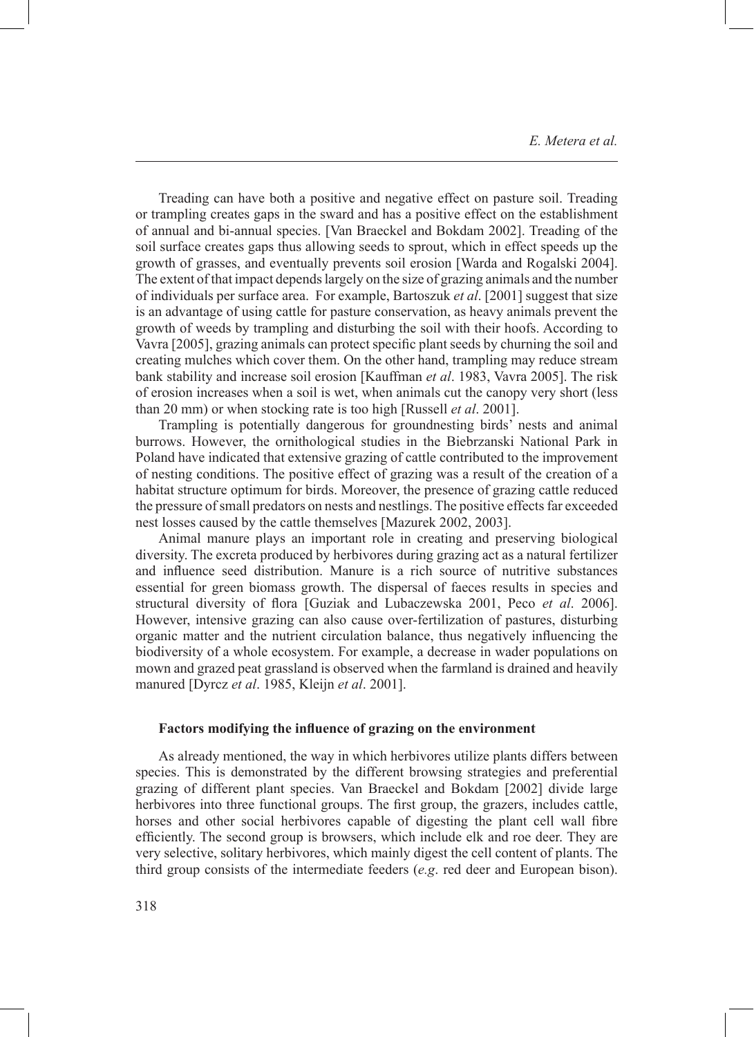Treading can have both a positive and negative effect on pasture soil. Treading or trampling creates gaps in the sward and has a positive effect on the establishment of annual and bi-annual species. [Van Braeckel and Bokdam 2002]. Treading of the soil surface creates gaps thus allowing seeds to sprout, which in effect speeds up the growth of grasses, and eventually prevents soil erosion [Warda and Rogalski 2004]. The extent of that impact depends largely on the size of grazing animals and the number of individuals per surface area. For example, Bartoszuk *et al*. [2001] suggest that size is an advantage of using cattle for pasture conservation, as heavy animals prevent the growth of weeds by trampling and disturbing the soil with their hoofs. According to Vavra [2005], grazing animals can protect specific plant seeds by churning the soil and creating mulches which cover them. On the other hand, trampling may reduce stream bank stability and increase soil erosion [Kauffman *et al*. 1983, Vavra 2005]. The risk of erosion increases when a soil is wet, when animals cut the canopy very short (less than 20 mm) or when stocking rate is too high [Russell *et al*. 2001].

Trampling is potentially dangerous for groundnesting birds' nests and animal burrows. However, the ornithological studies in the Biebrzanski National Park in Poland have indicated that extensive grazing of cattle contributed to the improvement of nesting conditions. The positive effect of grazing was a result of the creation of a habitat structure optimum for birds. Moreover, the presence of grazing cattle reduced the pressure of small predators on nests and nestlings. The positive effects far exceeded nest losses caused by the cattle themselves [Mazurek 2002, 2003].

Animal manure plays an important role in creating and preserving biological diversity. The excreta produced by herbivores during grazing act as a natural fertilizer and influence seed distribution. Manure is a rich source of nutritive substances essential for green biomass growth. The dispersal of faeces results in species and structural diversity of flora [Guziak and Lubaczewska 2001, Peco *et al*. 2006]. However, intensive grazing can also cause over-fertilization of pastures, disturbing organic matter and the nutrient circulation balance, thus negatively influencing the biodiversity of a whole ecosystem. For example, a decrease in wader populations on mown and grazed peat grassland is observed when the farmland is drained and heavily manured [Dyrcz *et al*. 1985, Kleijn *et al*. 2001].

### Factors modifying the influence of grazing on the environment

As already mentioned, the way in which herbivores utilize plants differs between species. This is demonstrated by the different browsing strategies and preferential grazing of different plant species. Van Braeckel and Bokdam [2002] divide large herbivores into three functional groups. The first group, the grazers, includes cattle, horses and other social herbivores capable of digesting the plant cell wall fibre efficiently. The second group is browsers, which include elk and roe deer. They are very selective, solitary herbivores, which mainly digest the cell content of plants. The third group consists of the intermediate feeders (*e.g*. red deer and European bison).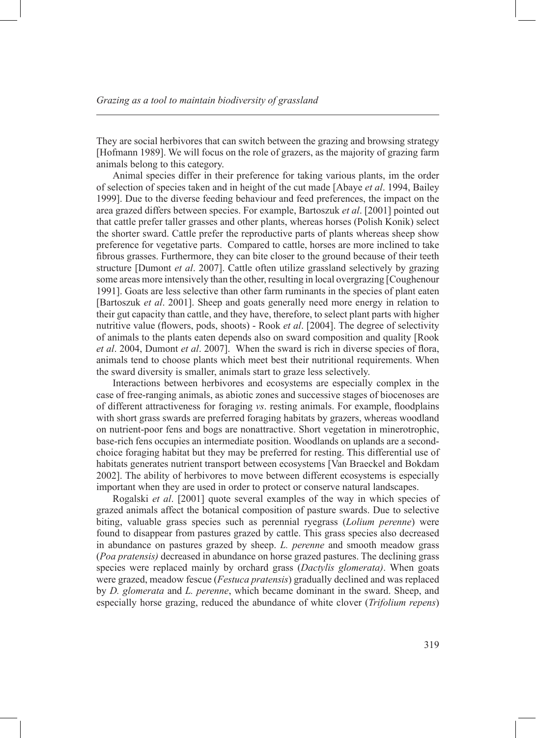They are social herbivores that can switch between the grazing and browsing strategy [Hofmann 1989]. We will focus on the role of grazers, as the majority of grazing farm animals belong to this category.

Animal species differ in their preference for taking various plants, im the order of selection of species taken and in height of the cut made [Abaye *et al*. 1994, Bailey 1999]. Due to the diverse feeding behaviour and feed preferences, the impact on the area grazed differs between species. For example, Bartoszuk *et al*. [2001] pointed out that cattle prefer taller grasses and other plants, whereas horses (Polish Konik) select the shorter sward. Cattle prefer the reproductive parts of plants whereas sheep show preference for vegetative parts. Compared to cattle, horses are more inclined to take fibrous grasses. Furthermore, they can bite closer to the ground because of their teeth structure [Dumont *et al*. 2007]. Cattle often utilize grassland selectively by grazing some areas more intensively than the other, resulting in local overgrazing [Coughenour 1991]. Goats are less selective than other farm ruminants in the species of plant eaten [Bartoszuk *et al*. 2001]. Sheep and goats generally need more energy in relation to their gut capacity than cattle, and they have, therefore, to select plant parts with higher nutritive value (flowers, pods, shoots) - Rook *et al*. [2004]. The degree of selectivity of animals to the plants eaten depends also on sward composition and quality [Rook *et al*. 2004, Dumont *et al*. 2007]. When the sward is rich in diverse species of flora, animals tend to choose plants which meet best their nutritional requirements. When the sward diversity is smaller, animals start to graze less selectively.

Interactions between herbivores and ecosystems are especially complex in the case of free-ranging animals, as abiotic zones and successive stages of biocenoses are of different attractiveness for foraging *vs*. resting animals. For example, floodplains with short grass swards are preferred foraging habitats by grazers, whereas woodland on nutrient-poor fens and bogs are nonattractive. Short vegetation in minerotrophic, base-rich fens occupies an intermediate position. Woodlands on uplands are a second-choice foraging habitat but they may be preferred for resting. This differential use of habitats generates nutrient transport between ecosystems [Van Braeckel and Bokdam 2002]. The ability of herbivores to move between different ecosystems is especially important when they are used in order to protect or conserve natural landscapes.

Rogalski *et al*. [2001] quote several examples of the way in which species of grazed animals affect the botanical composition of pasture swards. Due to selective biting, valuable grass species such as perennial ryegrass (*Lolium perenne*) were found to disappear from pastures grazed by cattle. This grass species also decreased in abundance on pastures grazed by sheep. *L. perenne* and smooth meadow grass (*Poa pratensis)* decreased in abundance on horse grazed pastures. The declining grass species were replaced mainly by orchard grass (*Dactylis glomerata)*. When goats were grazed, meadow fescue (*Festuca pratensis*) gradually declined and was replaced by *D. glomerata* and *L. perenne*, which became dominant in the sward. Sheep, and especially horse grazing, reduced the abundance of white clover (*Trifolium repens*)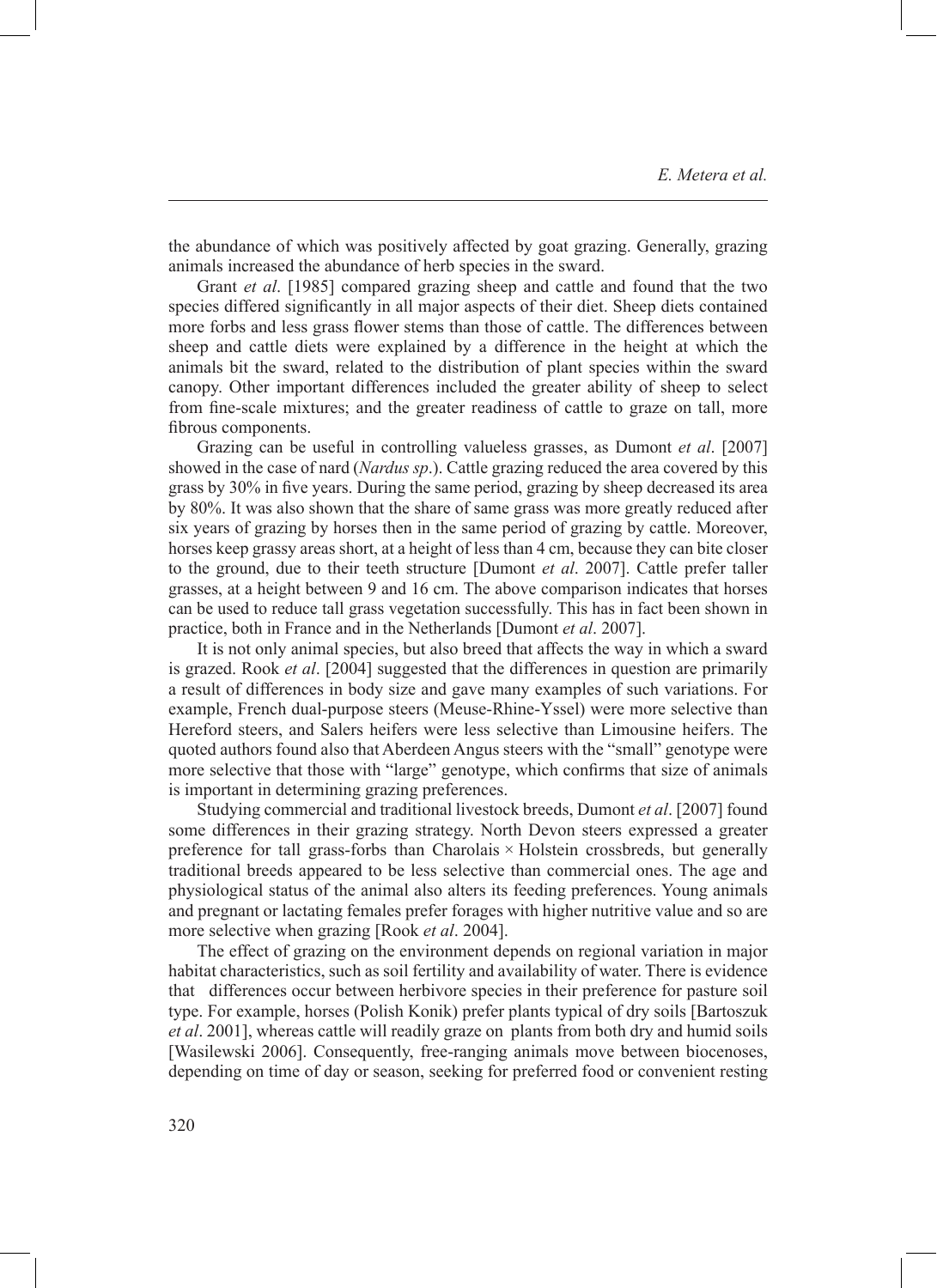the abundance of which was positively affected by goat grazing. Generally, grazing animals increased the abundance of herb species in the sward.

Grant *et al*. [1985] compared grazing sheep and cattle and found that the two species differed significantly in all major aspects of their diet. Sheep diets contained more forbs and less grass flower stems than those of cattle. The differences between sheep and cattle diets were explained by a difference in the height at which the animals bit the sward, related to the distribution of plant species within the sward canopy. Other important differences included the greater ability of sheep to select from fine-scale mixtures; and the greater readiness of cattle to graze on tall, more fibrous components.

Grazing can be useful in controlling valueless grasses, as Dumont *et al*. [2007] showed in the case of nard (*Nardus sp*.). Cattle grazing reduced the area covered by this grass by 30% in five years. During the same period, grazing by sheep decreased its area by 80%. It was also shown that the share of same grass was more greatly reduced after six years of grazing by horses then in the same period of grazing by cattle. Moreover, horses keep grassy areas short, at a height of less than 4 cm, because they can bite closer to the ground, due to their teeth structure [Dumont *et al*. 2007]. Cattle prefer taller grasses, at a height between 9 and 16 cm. The above comparison indicates that horses can be used to reduce tall grass vegetation successfully. This has in fact been shown in practice, both in France and in the Netherlands [Dumont *et al*. 2007].

It is not only animal species, but also breed that affects the way in which a sward is grazed. Rook *et al*. [2004] suggested that the differences in question are primarily a result of differences in body size and gave many examples of such variations. For example, French dual-purpose steers (Meuse-Rhine-Yssel) were more selective than Hereford steers, and Salers heifers were less selective than Limousine heifers. The quoted authors found also that Aberdeen Angus steers with the "small" genotype were more selective that those with "large" genotype, which confirms that size of animals is important in determining grazing preferences.

Studying commercial and traditional livestock breeds, Dumont *et al*. [2007] found some differences in their grazing strategy. North Devon steers expressed a greater preference for tall grass-forbs than Charolais × Holstein crossbreds, but generally traditional breeds appeared to be less selective than commercial ones. The age and physiological status of the animal also alters its feeding preferences. Young animals and pregnant or lactating females prefer forages with higher nutritive value and so are more selective when grazing [Rook *et al*. 2004].

The effect of grazing on the environment depends on regional variation in major habitat characteristics, such as soil fertility and availability of water. There is evidence that differences occur between herbivore species in their preference for pasture soil type. For example, horses (Polish Konik) prefer plants typical of dry soils [Bartoszuk *et al*. 2001], whereas cattle will readily graze on plants from both dry and humid soils [Wasilewski 2006]. Consequently, free-ranging animals move between biocenoses, depending on time of day or season, seeking for preferred food or convenient resting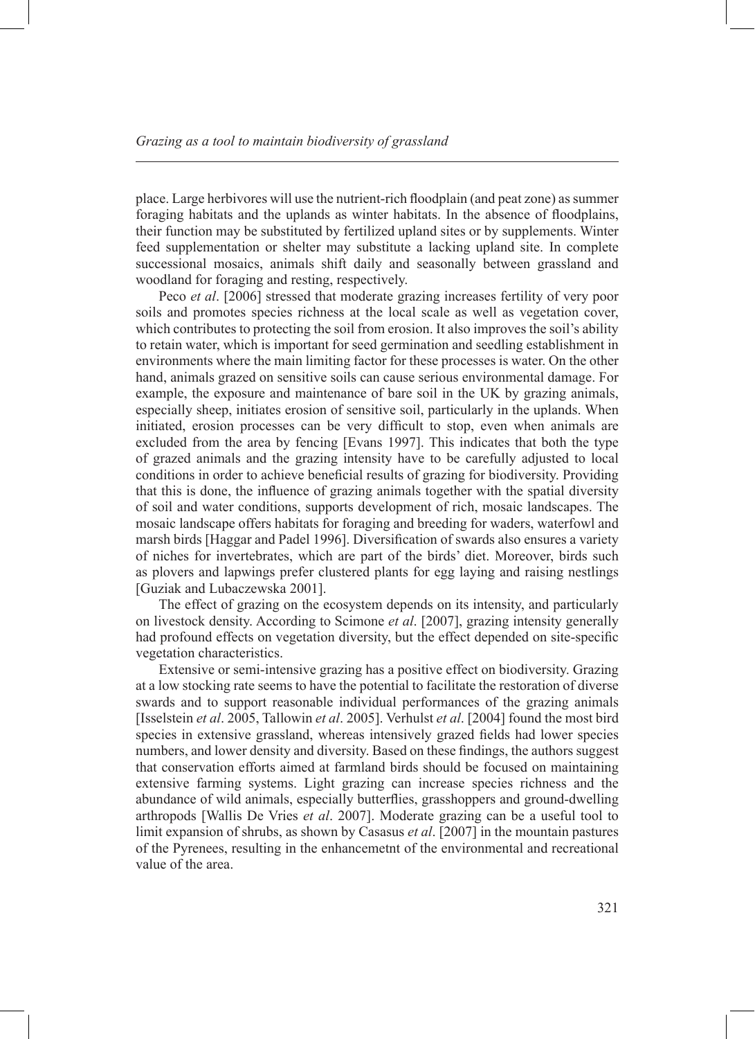place. Large herbivores will use the nutrient-rich floodplain (and peat zone) as summer foraging habitats and the uplands as winter habitats. In the absence of floodplains, their function may be substituted by fertilized upland sites or by supplements. Winter feed supplementation or shelter may substitute a lacking upland site. In complete successional mosaics, animals shift daily and seasonally between grassland and woodland for foraging and resting, respectively.

Peco *et al*. [2006] stressed that moderate grazing increases fertility of very poor soils and promotes species richness at the local scale as well as vegetation cover, which contributes to protecting the soil from erosion. It also improves the soil's ability to retain water, which is important for seed germination and seedling establishment in environments where the main limiting factor for these processes is water. On the other hand, animals grazed on sensitive soils can cause serious environmental damage. For example, the exposure and maintenance of bare soil in the UK by grazing animals, especially sheep, initiates erosion of sensitive soil, particularly in the uplands. When initiated, erosion processes can be very difficult to stop, even when animals are excluded from the area by fencing [Evans 1997]. This indicates that both the type of grazed animals and the grazing intensity have to be carefully adjusted to local conditions in order to achieve beneficial results of grazing for biodiversity. Providing that this is done, the influence of grazing animals together with the spatial diversity of soil and water conditions, supports development of rich, mosaic landscapes. The mosaic landscape offers habitats for foraging and breeding for waders, waterfowl and marsh birds [Haggar and Padel 1996]. Diversification of swards also ensures a variety of niches for invertebrates, which are part of the birds' diet. Moreover, birds such as plovers and lapwings prefer clustered plants for egg laying and raising nestlings [Guziak and Lubaczewska 2001].

The effect of grazing on the ecosystem depends on its intensity, and particularly on livestock density. According to Scimone *et al*. [2007], grazing intensity generally had profound effects on vegetation diversity, but the effect depended on site-specific vegetation characteristics.

Extensive or semi-intensive grazing has a positive effect on biodiversity. Grazing at a low stocking rate seems to have the potential to facilitate the restoration of diverse swards and to support reasonable individual performances of the grazing animals [Isselstein *et al*. 2005, Tallowin *et al*. 2005]. Verhulst *et al*. [2004] found the most bird species in extensive grassland, whereas intensively grazed fields had lower species numbers, and lower density and diversity. Based on these findings, the authors suggest that conservation efforts aimed at farmland birds should be focused on maintaining extensive farming systems. Light grazing can increase species richness and the abundance of wild animals, especially butterflies, grasshoppers and ground-dwelling arthropods [Wallis De Vries *et al*. 2007]. Moderate grazing can be a useful tool to limit expansion of shrubs, as shown by Casasus *et al*. [2007] in the mountain pastures of the Pyrenees, resulting in the enhancemetnt of the environmental and recreational value of the area.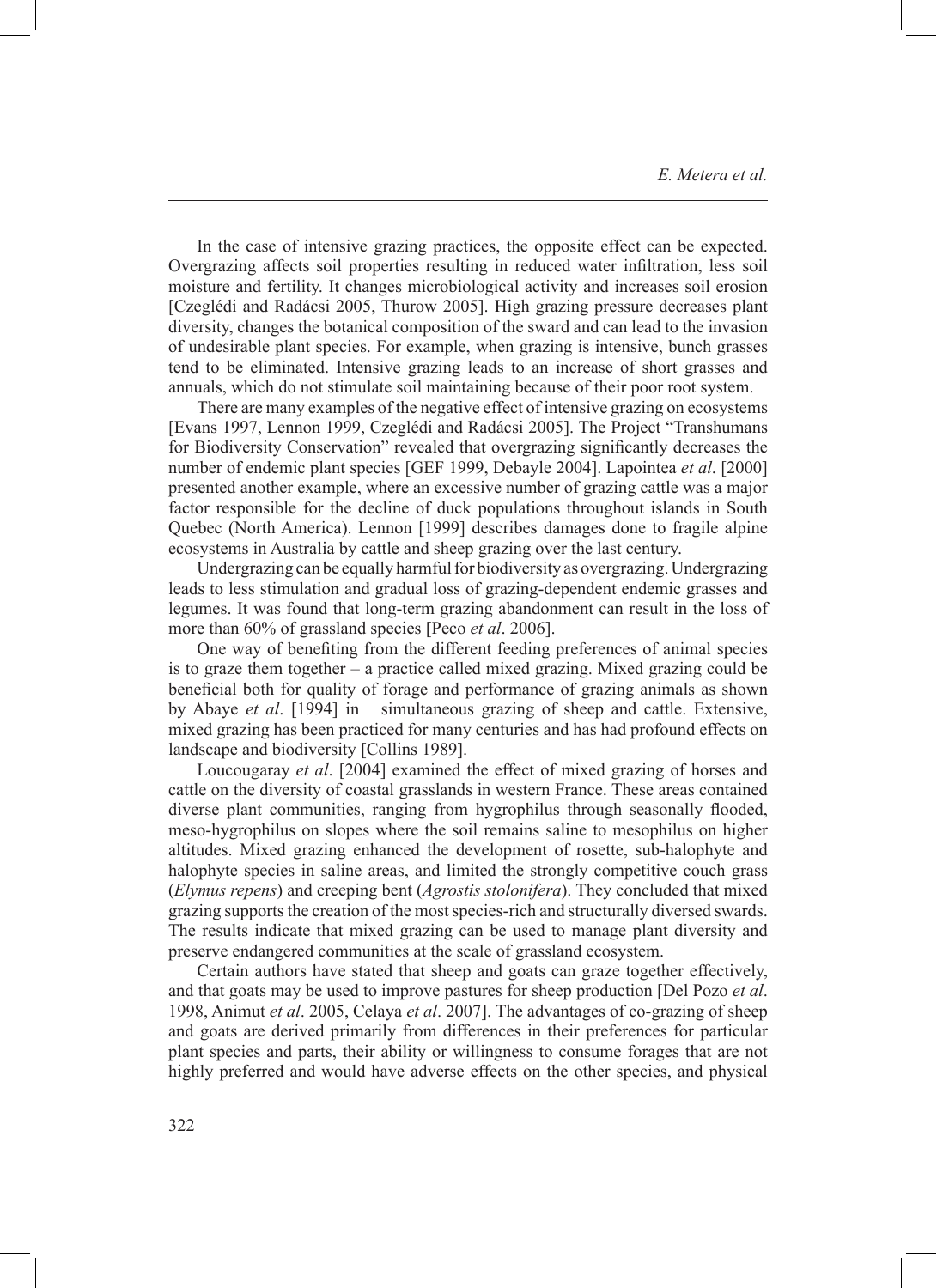In the case of intensive grazing practices, the opposite effect can be expected. Overgrazing affects soil properties resulting in reduced water infiltration, less soil moisture and fertility. It changes microbiological activity and increases soil erosion [Czeglédi and Radácsi 2005, Thurow 2005]. High grazing pressure decreases plant diversity, changes the botanical composition of the sward and can lead to the invasion of undesirable plant species. For example, when grazing is intensive, bunch grasses tend to be eliminated. Intensive grazing leads to an increase of short grasses and annuals, which do not stimulate soil maintaining because of their poor root system.

There are many examples of the negative effect of intensive grazing on ecosystems [Evans 1997, Lennon 1999, Czeglédi and Radácsi 2005]. The Project "Transhumans for Biodiversity Conservation" revealed that overgrazing significantly decreases the number of endemic plant species [GEF 1999, Debayle 2004]. Lapointea *et al*. [2000] presented another example, where an excessive number of grazing cattle was a major factor responsible for the decline of duck populations throughout islands in South Quebec (North America). Lennon [1999] describes damages done to fragile alpine ecosystems in Australia by cattle and sheep grazing over the last century.

Undergrazing can be equally harmful for biodiversity as overgrazing. Undergrazing leads to less stimulation and gradual loss of grazing-dependent endemic grasses and legumes. It was found that long-term grazing abandonment can result in the loss of more than 60% of grassland species [Peco *et al*. 2006].

One way of benefiting from the different feeding preferences of animal species is to graze them together – a practice called mixed grazing. Mixed grazing could be beneficial both for quality of forage and performance of grazing animals as shown by Abaye *et al*. [1994] in simultaneous grazing of sheep and cattle. Extensive, mixed grazing has been practiced for many centuries and has had profound effects on landscape and biodiversity [Collins 1989].

Loucougaray *et al*. [2004] examined the effect of mixed grazing of horses and cattle on the diversity of coastal grasslands in western France. These areas contained diverse plant communities, ranging from hygrophilus through seasonally flooded, meso-hygrophilus on slopes where the soil remains saline to mesophilus on higher altitudes. Mixed grazing enhanced the development of rosette, sub-halophyte and halophyte species in saline areas, and limited the strongly competitive couch grass (*Elymus repens*) and creeping bent (*Agrostis stolonifera*). They concluded that mixed grazing supports the creation of the most species-rich and structurally diversed swards. The results indicate that mixed grazing can be used to manage plant diversity and preserve endangered communities at the scale of grassland ecosystem.

Certain authors have stated that sheep and goats can graze together effectively, and that goats may be used to improve pastures for sheep production [Del Pozo *et al*. 1998, Animut *et al*. 2005, Celaya *et al*. 2007]. The advantages of co-grazing of sheep and goats are derived primarily from differences in their preferences for particular plant species and parts, their ability or willingness to consume forages that are not highly preferred and would have adverse effects on the other species, and physical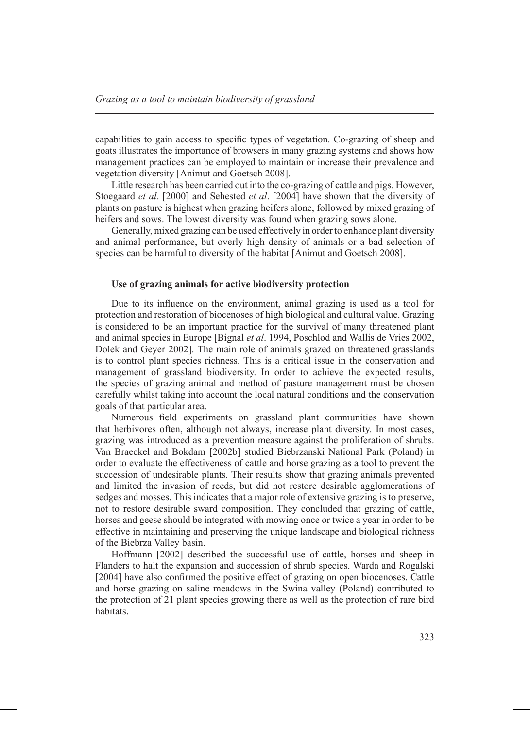capabilities to gain access to specific types of vegetation. Co-grazing of sheep and goats illustrates the importance of browsers in many grazing systems and shows how management practices can be employed to maintain or increase their prevalence and vegetation diversity [Animut and Goetsch 2008].

Little research has been carried out into the co-grazing of cattle and pigs. However, Stoegaard *et al*. [2000] and Sehested *et al*. [2004] have shown that the diversity of plants on pasture is highest when grazing heifers alone, followed by mixed grazing of heifers and sows. The lowest diversity was found when grazing sows alone.

Generally, mixed grazing can be used effectively in order to enhance plant diversity and animal performance, but overly high density of animals or a bad selection of species can be harmful to diversity of the habitat [Animut and Goetsch 2008].

### Use of grazing animals for active biodiversity protection

Due to its influence on the environment, animal grazing is used as a tool for protection and restoration of biocenoses of high biological and cultural value. Grazing is considered to be an important practice for the survival of many threatened plant and animal species in Europe [Bignal *et al*. 1994, Poschlod and Wallis de Vries 2002, Dolek and Geyer 2002]. The main role of animals grazed on threatened grasslands is to control plant species richness. This is a critical issue in the conservation and management of grassland biodiversity. In order to achieve the expected results, the species of grazing animal and method of pasture management must be chosen carefully whilst taking into account the local natural conditions and the conservation goals of that particular area.

Numerous field experiments on grassland plant communities have shown that herbivores often, although not always, increase plant diversity. In most cases, grazing was introduced as a prevention measure against the proliferation of shrubs. Van Braeckel and Bokdam [2002b] studied Biebrzanski National Park (Poland) in order to evaluate the effectiveness of cattle and horse grazing as a tool to prevent the succession of undesirable plants. Their results show that grazing animals prevented and limited the invasion of reeds, but did not restore desirable agglomerations of sedges and mosses. This indicates that a major role of extensive grazing is to preserve, not to restore desirable sward composition. They concluded that grazing of cattle, horses and geese should be integrated with mowing once or twice a year in order to be effective in maintaining and preserving the unique landscape and biological richness of the Biebrza Valley basin.

Hoffmann [2002] described the successful use of cattle, horses and sheep in Flanders to halt the expansion and succession of shrub species. Warda and Rogalski [2004] have also confirmed the positive effect of grazing on open biocenoses. Cattle and horse grazing on saline meadows in the Swina valley (Poland) contributed to the protection of 21 plant species growing there as well as the protection of rare bird habitats.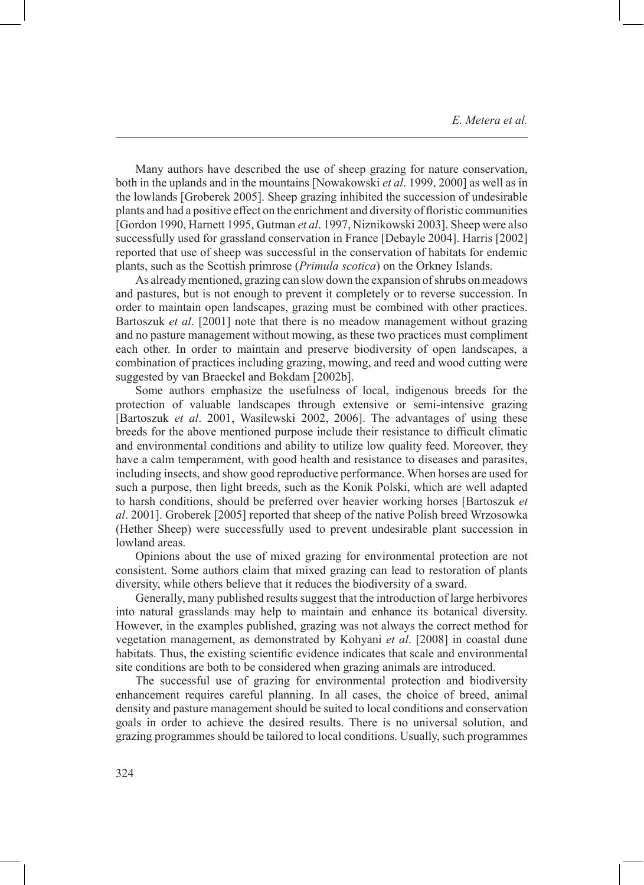Many authors have described the use of sheep grazing for nature conservation, both in the uplands and in the mountains [Nowakowski *et al*. 1999, 2000] as well as in the lowlands [Groberek 2005]. Sheep grazing inhibited the succession of undesirable plants and had a positive effect on the enrichment and diversity of floristic communities [Gordon 1990, Harnett 1995, Gutman *et al*. 1997, Niznikowski 2003]. Sheep were also successfully used for grassland conservation in France [Debayle 2004]. Harris [2002] reported that use of sheep was successful in the conservation of habitats for endemic plants, such as the Scottish primrose (*Primula scotica*) on the Orkney Islands.

As already mentioned, grazing can slow down the expansion of shrubs on meadows and pastures, but is not enough to prevent it completely or to reverse succession. In order to maintain open landscapes, grazing must be combined with other practices. Bartoszuk *et al*. [2001] note that there is no meadow management without grazing and no pasture management without mowing, as these two practices must compliment each other. In order to maintain and preserve biodiversity of open landscapes, a combination of practices including grazing, mowing, and reed and wood cutting were suggested by van Braeckel and Bokdam [2002b].

Some authors emphasize the usefulness of local, indigenous breeds for the protection of valuable landscapes through extensive or semi-intensive grazing [Bartoszuk *et al*. 2001, Wasilewski 2002, 2006]. The advantages of using these breeds for the above mentioned purpose include their resistance to difficult climatic and environmental conditions and ability to utilize low quality feed. Moreover, they have a calm temperament, with good health and resistance to diseases and parasites, including insects, and show good reproductive performance. When horses are used for such a purpose, then light breeds, such as the Konik Polski, which are well adapted to harsh conditions, should be preferred over heavier working horses [Bartoszuk *et al*. 2001]. Groberek [2005] reported that sheep of the native Polish breed Wrzosowka (Hether Sheep) were successfully used to prevent undesirable plant succession in lowland areas.

Opinions about the use of mixed grazing for environmental protection are not consistent. Some authors claim that mixed grazing can lead to restoration of plants diversity, while others believe that it reduces the biodiversity of a sward.

Generally, many published results suggest that the introduction of large herbivores into natural grasslands may help to maintain and enhance its botanical diversity. However, in the examples published, grazing was not always the correct method for vegetation management, as demonstrated by Kohyani *et al*. [2008] in coastal dune habitats. Thus, the existing scientific evidence indicates that scale and environmental site conditions are both to be considered when grazing animals are introduced.

The successful use of grazing for environmental protection and biodiversity enhancement requires careful planning. In all cases, the choice of breed, animal density and pasture management should be suited to local conditions and conservation goals in order to achieve the desired results. There is no universal solution, and grazing programmes should be tailored to local conditions. Usually, such programmes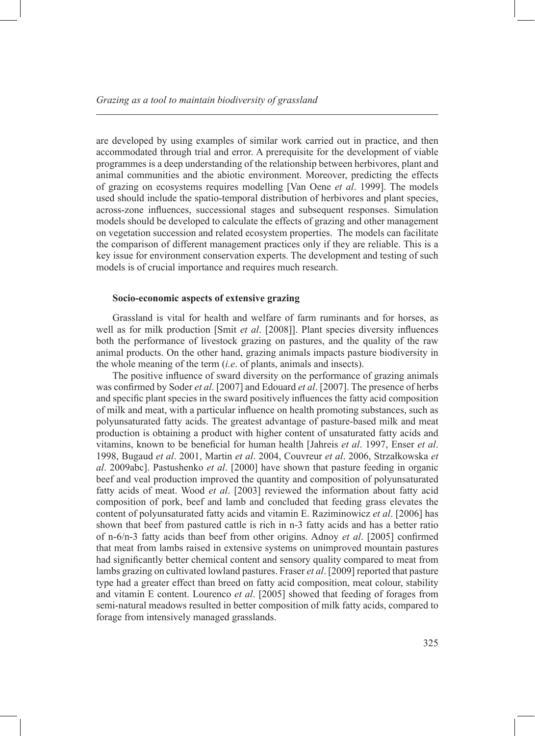are developed by using examples of similar work carried out in practice, and then accommodated through trial and error. A prerequisite for the development of viable programmes is a deep understanding of the relationship between herbivores, plant and animal communities and the abiotic environment. Moreover, predicting the effects of grazing on ecosystems requires modelling [Van Oene *et al*. 1999]. The models used should include the spatio-temporal distribution of herbivores and plant species, across-zone influences, successional stages and subsequent responses. Simulation models should be developed to calculate the effects of grazing and other management on vegetation succession and related ecosystem properties. The models can facilitate the comparison of different management practices only if they are reliable. This is a key issue for environment conservation experts. The development and testing of such models is of crucial importance and requires much research.

## Socio-economic aspects of extensive grazing

Grassland is vital for health and welfare of farm ruminants and for horses, as well as for milk production [Smit *et al*. [2008]]. Plant species diversity influences both the performance of livestock grazing on pastures, and the quality of the raw animal products. On the other hand, grazing animals impacts pasture biodiversity in the whole meaning of the term (*i.e*. of plants, animals and insects).

The positive influence of sward diversity on the performance of grazing animals was confirmed by Soder *et al*. [2007] and Edouard *et al*. [2007]. The presence of herbs and specific plant species in the sward positively influences the fatty acid composition of milk and meat, with a particular influence on health promoting substances, such as polyunsaturated fatty acids. The greatest advantage of pasture-based milk and meat production is obtaining a product with higher content of unsaturated fatty acids and vitamins, known to be beneficial for human health [Jahreis *et al*. 1997, Enser *et al*. 1998, Bugaud *et al*. 2001, Martin *et al*. 2004, Couvreur *et al*. 2006, Strzałkowska *et al*. 2009abc]. Pastushenko *et al*. [2000] have shown that pasture feeding in organic beef and veal production improved the quantity and composition of polyunsaturated fatty acids of meat. Wood *et al*. [2003] reviewed the information about fatty acid composition of pork, beef and lamb and concluded that feeding grass elevates the content of polyunsaturated fatty acids and vitamin E. Raziminowicz *et al*. [2006] has shown that beef from pastured cattle is rich in n-3 fatty acids and has a better ratio of n-6/n-3 fatty acids than beef from other origins. Adnoy *et al*. [2005] confirmed that meat from lambs raised in extensive systems on unimproved mountain pastures had significantly better chemical content and sensory quality compared to meat from lambs grazing on cultivated lowland pastures. Fraser *et al*. [2009] reported that pasture type had a greater effect than breed on fatty acid composition, meat colour, stability and vitamin E content. Lourenco *et al*. [2005] showed that feeding of forages from semi-natural meadows resulted in better composition of milk fatty acids, compared to forage from intensively managed grasslands.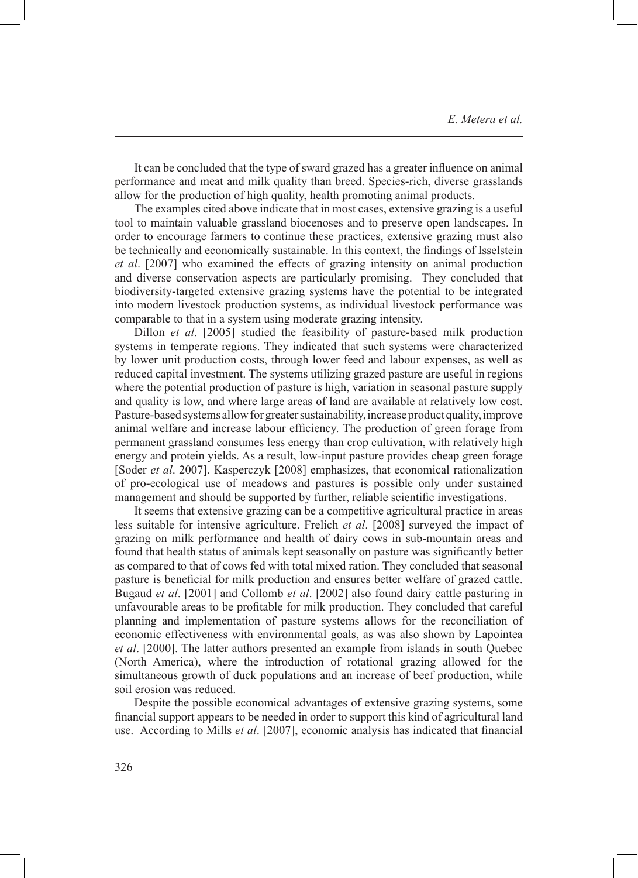It can be concluded that the type of sward grazed has a greater influence on animal performance and meat and milk quality than breed. Species-rich, diverse grasslands allow for the production of high quality, health promoting animal products.

The examples cited above indicate that in most cases, extensive grazing is a useful tool to maintain valuable grassland biocenoses and to preserve open landscapes. In order to encourage farmers to continue these practices, extensive grazing must also be technically and economically sustainable. In this context, the findings of Isselstein *et al*. [2007] who examined the effects of grazing intensity on animal production and diverse conservation aspects are particularly promising. They concluded that biodiversity-targeted extensive grazing systems have the potential to be integrated into modern livestock production systems, as individual livestock performance was comparable to that in a system using moderate grazing intensity.

Dillon *et al*. [2005] studied the feasibility of pasture-based milk production systems in temperate regions. They indicated that such systems were characterized by lower unit production costs, through lower feed and labour expenses, as well as reduced capital investment. The systems utilizing grazed pasture are useful in regions where the potential production of pasture is high, variation in seasonal pasture supply and quality is low, and where large areas of land are available at relatively low cost. Pasture-based systems allow for greater sustainability, increase product quality, improve animal welfare and increase labour efficiency. The production of green forage from permanent grassland consumes less energy than crop cultivation, with relatively high energy and protein yields. As a result, low-input pasture provides cheap green forage [Soder *et al*. 2007]. Kasperczyk [2008] emphasizes, that economical rationalization of pro-ecological use of meadows and pastures is possible only under sustained management and should be supported by further, reliable scientific investigations.

It seems that extensive grazing can be a competitive agricultural practice in areas less suitable for intensive agriculture. Frelich *et al*. [2008] surveyed the impact of grazing on milk performance and health of dairy cows in sub-mountain areas and found that health status of animals kept seasonally on pasture was significantly better as compared to that of cows fed with total mixed ration. They concluded that seasonal pasture is beneficial for milk production and ensures better welfare of grazed cattle. Bugaud *et al*. [2001] and Collomb *et al*. [2002] also found dairy cattle pasturing in unfavourable areas to be profitable for milk production. They concluded that careful planning and implementation of pasture systems allows for the reconciliation of economic effectiveness with environmental goals, as was also shown by Lapointea *et al*. [2000]. The latter authors presented an example from islands in south Quebec (North America), where the introduction of rotational grazing allowed for the simultaneous growth of duck populations and an increase of beef production, while soil erosion was reduced.

Despite the possible economical advantages of extensive grazing systems, some financial support appears to be needed in order to support this kind of agricultural land use. According to Mills *et al*. [2007], economic analysis has indicated that financial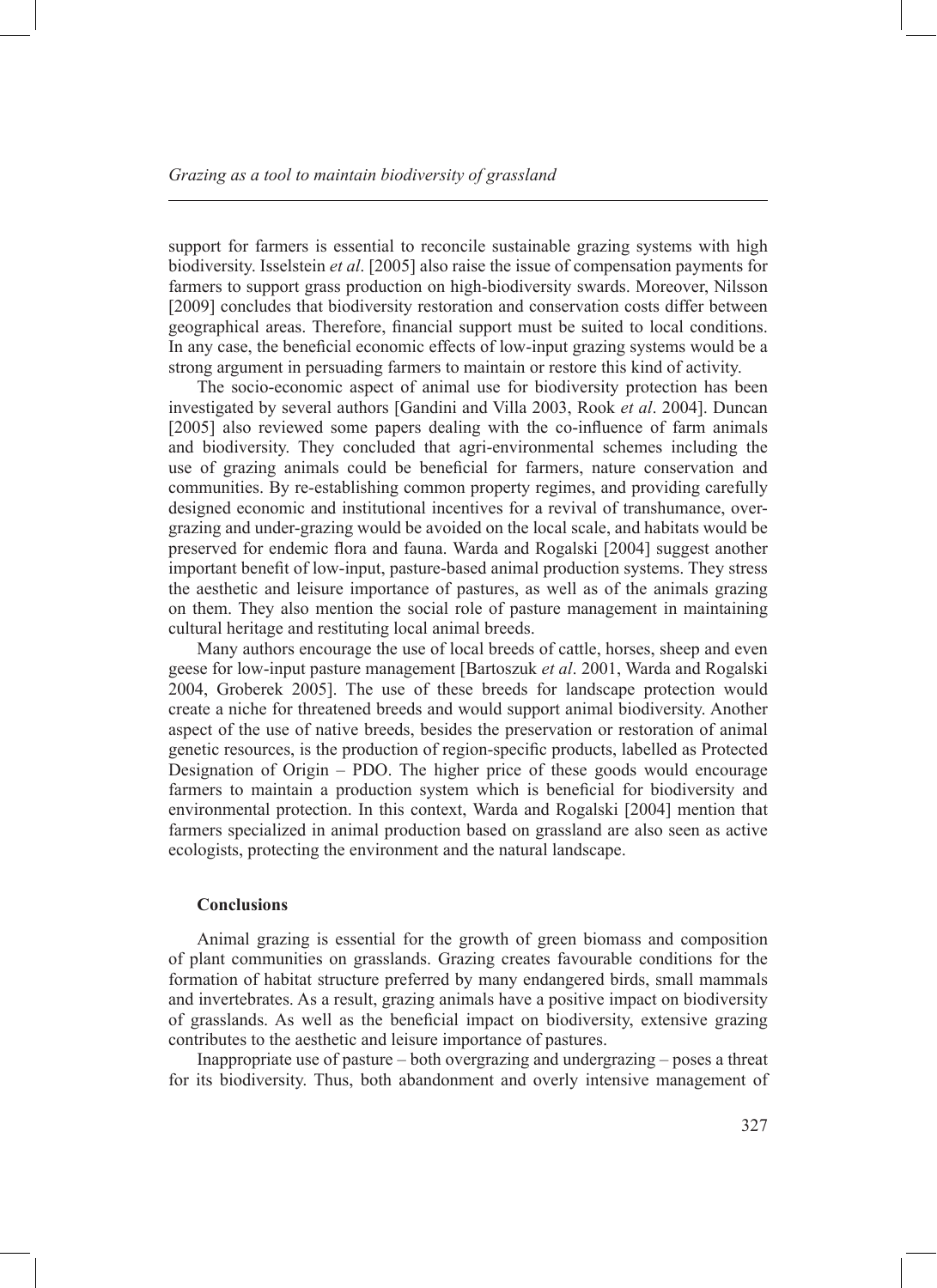support for farmers is essential to reconcile sustainable grazing systems with high biodiversity. Isselstein *et al*. [2005] also raise the issue of compensation payments for farmers to support grass production on high-biodiversity swards. Moreover, Nilsson [2009] concludes that biodiversity restoration and conservation costs differ between geographical areas. Therefore, financial support must be suited to local conditions. In any case, the beneficial economic effects of low-input grazing systems would be a strong argument in persuading farmers to maintain or restore this kind of activity.

The socio-economic aspect of animal use for biodiversity protection has been investigated by several authors [Gandini and Villa 2003, Rook *et al*. 2004]. Duncan [2005] also reviewed some papers dealing with the co-influence of farm animals and biodiversity. They concluded that agri-environmental schemes including the use of grazing animals could be beneficial for farmers, nature conservation and communities. By re-establishing common property regimes, and providing carefully designed economic and institutional incentives for a revival of transhumance, overgrazing and under-grazing would be avoided on the local scale, and habitats would be preserved for endemic flora and fauna. Warda and Rogalski [2004] suggest another important benefit of low-input, pasture-based animal production systems. They stress the aesthetic and leisure importance of pastures, as well as of the animals grazing on them. They also mention the social role of pasture management in maintaining cultural heritage and restituting local animal breeds.

Many authors encourage the use of local breeds of cattle, horses, sheep and even geese for low-input pasture management [Bartoszuk *et al*. 2001, Warda and Rogalski 2004, Groberek 2005]. The use of these breeds for landscape protection would create a niche for threatened breeds and would support animal biodiversity. Another aspect of the use of native breeds, besides the preservation or restoration of animal genetic resources, is the production of region-specific products, labelled as Protected Designation of Origin – PDO. The higher price of these goods would encourage farmers to maintain a production system which is beneficial for biodiversity and environmental protection. In this context, Warda and Rogalski [2004] mention that farmers specialized in animal production based on grassland are also seen as active ecologists, protecting the environment and the natural landscape.

## Conclusions

Animal grazing is essential for the growth of green biomass and composition of plant communities on grasslands. Grazing creates favourable conditions for the formation of habitat structure preferred by many endangered birds, small mammals and invertebrates. As a result, grazing animals have a positive impact on biodiversity of grasslands. As well as the beneficial impact on biodiversity, extensive grazing contributes to the aesthetic and leisure importance of pastures.

Inappropriate use of pasture – both overgrazing and undergrazing – poses a threat for its biodiversity. Thus, both abandonment and overly intensive management of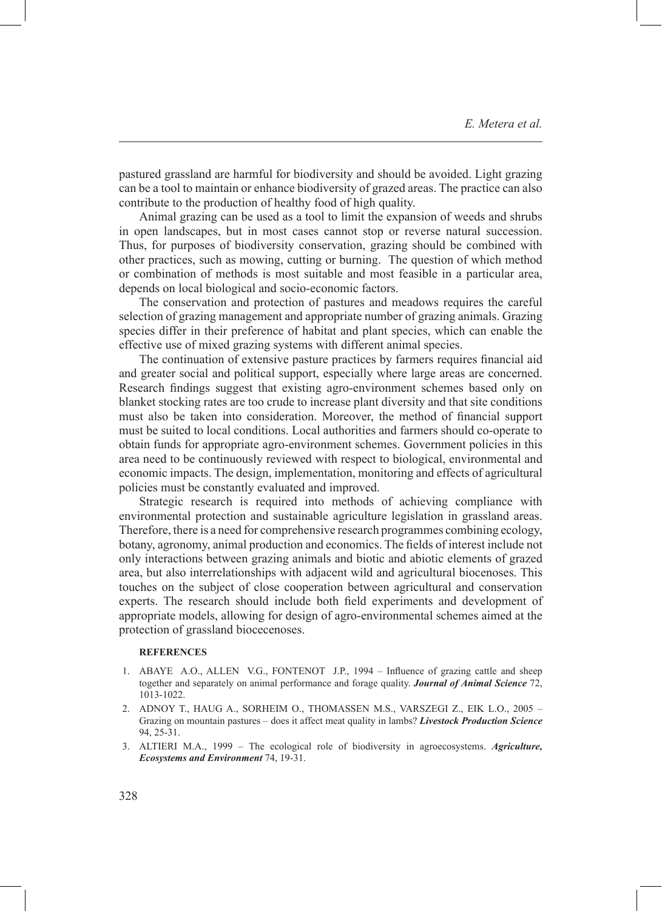pastured grassland are harmful for biodiversity and should be avoided. Light grazing can be a tool to maintain or enhance biodiversity of grazed areas. The practice can also contribute to the production of healthy food of high quality.

Animal grazing can be used as a tool to limit the expansion of weeds and shrubs in open landscapes, but in most cases cannot stop or reverse natural succession. Thus, for purposes of biodiversity conservation, grazing should be combined with other practices, such as mowing, cutting or burning. The question of which method or combination of methods is most suitable and most feasible in a particular area, depends on local biological and socio-economic factors.

The conservation and protection of pastures and meadows requires the careful selection of grazing management and appropriate number of grazing animals. Grazing species differ in their preference of habitat and plant species, which can enable the effective use of mixed grazing systems with different animal species.

The continuation of extensive pasture practices by farmers requires financial aid and greater social and political support, especially where large areas are concerned. Research findings suggest that existing agro-environment schemes based only on blanket stocking rates are too crude to increase plant diversity and that site conditions must also be taken into consideration. Moreover, the method of financial support must be suited to local conditions. Local authorities and farmers should co-operate to obtain funds for appropriate agro-environment schemes. Government policies in this area need to be continuously reviewed with respect to biological, environmental and economic impacts. The design, implementation, monitoring and effects of agricultural policies must be constantly evaluated and improved.

Strategic research is required into methods of achieving compliance with environmental protection and sustainable agriculture legislation in grassland areas. Therefore, there is a need for comprehensive research programmes combining ecology, botany, agronomy, animal production and economics. The fields of interest include not only interactions between grazing animals and biotic and abiotic elements of grazed area, but also interrelationships with adjacent wild and agricultural biocenoses. This touches on the subject of close cooperation between agricultural and conservation experts. The research should include both field experiments and development of appropriate models, allowing for design of agro-environmental schemes aimed at the protection of grassland biocecenoses.

**REFERENCES**

1. ABAYE A.O., ALLEN V.G., FONTENOT J.P., 1994 – Influence of grazing cattle and sheep together and separately on animal performance and forage quality. ***Journal of Animal Science*** 72, 1013-1022.
2. ADNOY T., HAUG A., SORHEIM O., THOMASSEN M.S., VARSZEGI Z., EIK L.O., 2005 – Grazing on mountain pastures – does it affect meat quality in lambs? ***Livestock Production Science*** 94, 25-31.
3. ALTIERI M.A., 1999 – The ecological role of biodiversity in agroecosystems. ***Agriculture, Ecosystems and Environment*** 74, 19-31.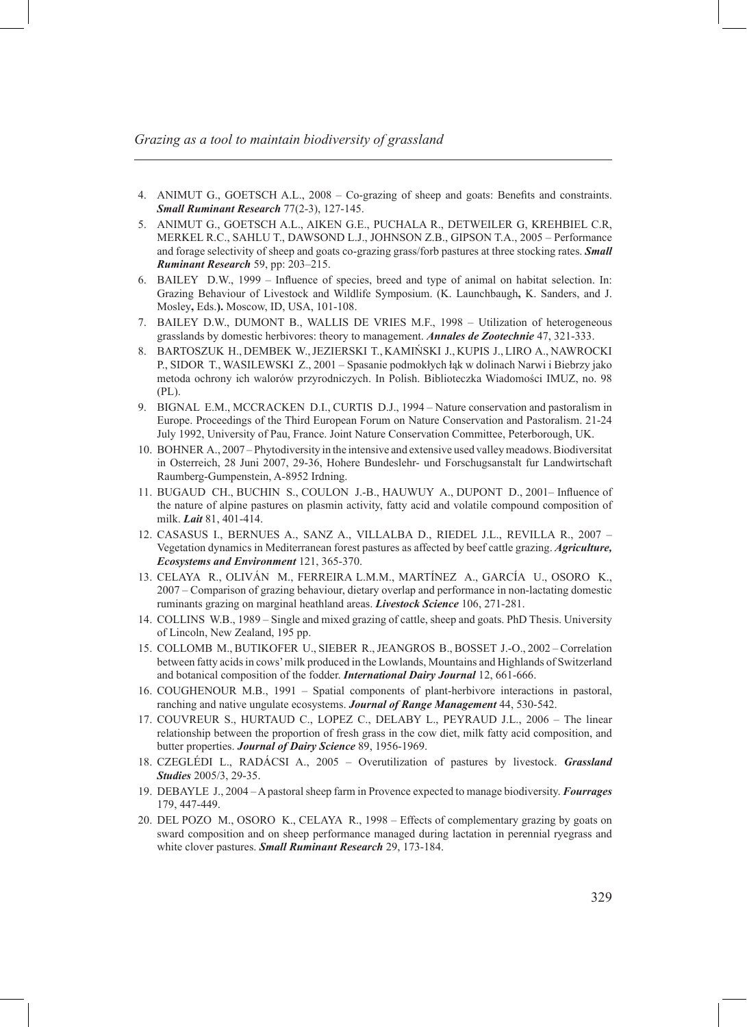4. ANIMUT G., GOETSCH A.L., 2008 – Co-grazing of sheep and goats: Benefits and constraints. ***Small Ruminant Research*** 77(2-3), 127-145.
5. ANIMUT G., GOETSCH A.L., AIKEN G.E., PUCHALA R., DETWEILER G, KREHBIEL C.R, MERKEL R.C., SAHLU T., DAWSOND L.J., JOHNSON Z.B., GIPSON T.A., 2005 – Performance and forage selectivity of sheep and goats co-grazing grass/forb pastures at three stocking rates. ***Small Ruminant Research*** 59, pp: 203–215.
6. BAILEY D.W., 1999 – Influence of species, breed and type of animal on habitat selection. In: Grazing Behaviour of Livestock and Wildlife Symposium. (K. Launchbaugh**,** K. Sanders, and J. Mosley**,** Eds.**).** Moscow, ID, USA, 101-108.
7. BAILEY D.W., DUMONT B., WALLIS DE VRIES M.F., 1998 – Utilization of heterogeneous grasslands by domestic herbivores: theory to management. ***Annales de Zootechnie*** 47, 321-333.
8. BARTOSZUK H., DEMBEK W., JEZIERSKI T., KAMIŃSKI J., KUPIS J., LIRO A., NAWROCKI P., SIDOR T., WASILEWSKI Z., 2001 – Spasanie podmokłych łąk w dolinach Narwi i Biebrzy jako metoda ochrony ich walorów przyrodniczych. In Polish. Biblioteczka Wiadomości IMUZ, no. 98 (PL).
9. BIGNAL E.M., MCCRACKEN D.I., CURTIS D.J., 1994 – Nature conservation and pastoralism in Europe. Proceedings of the Third European Forum on Nature Conservation and Pastoralism. 21-24 July 1992, University of Pau, France. Joint Nature Conservation Committee, Peterborough, UK.
10. BOHNER A., 2007 – Phytodiversity in the intensive and extensive used valley meadows. Biodiversitat in Osterreich, 28 Juni 2007, 29-36, Hohere Bundeslehr- und Forschugsanstalt fur Landwirtschaft Raumberg-Gumpenstein, A-8952 Irdning.
11. BUGAUD CH., BUCHIN S., COULON J.-B., HAUWUY A., DUPONT D., 2001– Influence of the nature of alpine pastures on plasmin activity, fatty acid and volatile compound composition of milk. ***Lait*** 81, 401-414.
12. CASASUS I., BERNUES A., SANZ A., VILLALBA D., RIEDEL J.L., REVILLA R., 2007 – Vegetation dynamics in Mediterranean forest pastures as affected by beef cattle grazing. ***Agriculture, Ecosystems and Environment*** 121, 365-370.
13. CELAYA R., OLIVÁN M., FERREIRA L.M.M., MARTÍNEZ A., GARCÍA U., OSORO K., 2007 – Comparison of grazing behaviour, dietary overlap and performance in non-lactating domestic ruminants grazing on marginal heathland areas. ***Livestock Science*** 106, 271-281.
14. COLLINS W.B., 1989 – Single and mixed grazing of cattle, sheep and goats. PhD Thesis. University of Lincoln, New Zealand, 195 pp.
15. COLLOMB M., BUTIKOFER U., SIEBER R., JEANGROS B., BOSSET J.-O., 2002 – Correlation between fatty acids in cows' milk produced in the Lowlands, Mountains and Highlands of Switzerland and botanical composition of the fodder. ***International Dairy Journal*** 12, 661-666.
16. COUGHENOUR M.B., 1991 – Spatial components of plant-herbivore interactions in pastoral, ranching and native ungulate ecosystems. ***Journal of Range Management*** 44, 530-542.
17. COUVREUR S., HURTAUD C., LOPEZ C., DELABY L., PEYRAUD J.L., 2006 – The linear relationship between the proportion of fresh grass in the cow diet, milk fatty acid composition, and butter properties. ***Journal of Dairy Science*** 89, 1956-1969.
18. CZEGLÉDI L., RADÁCSI A., 2005 – Overutilization of pastures by livestock. ***Grassland Studies*** 2005/3, 29-35.
19. DEBAYLE J., 2004 – A pastoral sheep farm in Provence expected to manage biodiversity. ***Fourrages*** 179, 447-449.
20. DEL POZO M., OSORO K., CELAYA R., 1998 – Effects of complementary grazing by goats on sward composition and on sheep performance managed during lactation in perennial ryegrass and white clover pastures. ***Small Ruminant Research*** 29, 173-184.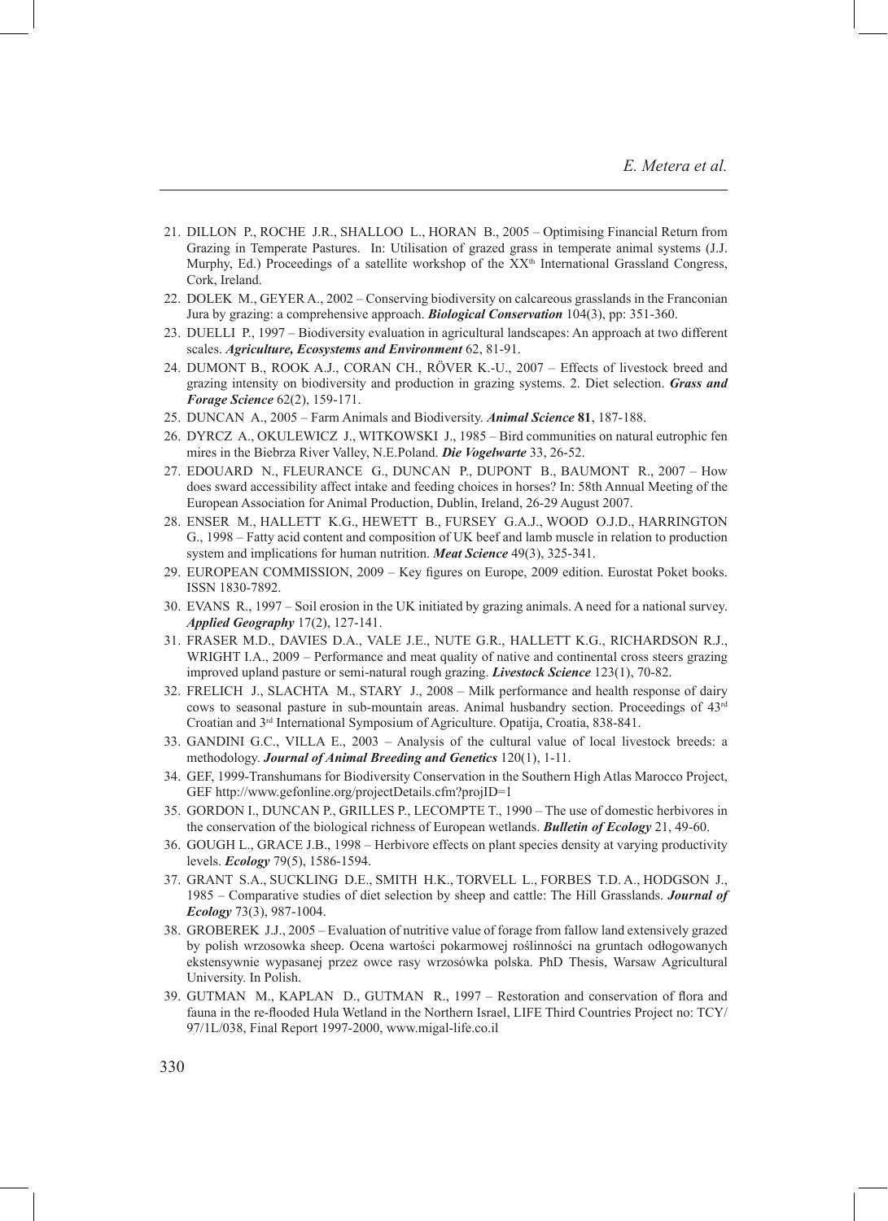21. DILLON P., ROCHE J.R., SHALLOO L., HORAN B., 2005 – Optimising Financial Return from Grazing in Temperate Pastures. In: Utilisation of grazed grass in temperate animal systems (J.J. Murphy, Ed.) Proceedings of a satellite workshop of the XX[th] International Grassland Congress, Cork, Ireland.

22. DOLEK M., GEYER A., 2002 – Conserving biodiversity on calcareous grasslands in the Franconian Jura by grazing: a comprehensive approach. ***Biological Conservation*** 104(3), pp: 351-360.

23. DUELLI P., 1997 – Biodiversity evaluation in agricultural landscapes: An approach at two different scales. ***Agriculture, Ecosystems and Environment*** 62, 81-91.

24. DUMONT B., ROOK A.J., CORAN CH., RÖVER K.-U., 2007 – Effects of livestock breed and grazing intensity on biodiversity and production in grazing systems. 2. Diet selection. ***Grass and Forage Science*** 62(2), 159-171.

25. DUNCAN A., 2005 – Farm Animals and Biodiversity. ***Animal Science*** **81**, 187-188.

26. DYRCZ A., OKULEWICZ J., WITKOWSKI J., 1985 – Bird communities on natural eutrophic fen mires in the Biebrza River Valley, N.E.Poland. ***Die Vogelwarte*** 33, 26-52.

27. EDOUARD N., FLEURANCE G., DUNCAN P., DUPONT B., BAUMONT R., 2007 – How does sward accessibility affect intake and feeding choices in horses? In: 58th Annual Meeting of the European Association for Animal Production, Dublin, Ireland, 26-29 August 2007.

28. ENSER M., HALLETT K.G., HEWETT B., FURSEY G.A.J., WOOD O.J.D., HARRINGTON G., 1998 – Fatty acid content and composition of UK beef and lamb muscle in relation to production system and implications for human nutrition. ***Meat Science*** 49(3), 325-341.

29. EUROPEAN COMMISSION, 2009 – Key figures on Europe, 2009 edition. Eurostat Poket books. ISSN 1830-7892.

30. EVANS R., 1997 – Soil erosion in the UK initiated by grazing animals. A need for a national survey. ***Applied Geography*** 17(2), 127-141.

31. FRASER M.D., DAVIES D.A., VALE J.E., NUTE G.R., HALLETT K.G., RICHARDSON R.J., WRIGHT I.A., 2009 – Performance and meat quality of native and continental cross steers grazing improved upland pasture or semi-natural rough grazing. ***Livestock Science*** 123(1), 70-82.

32. FRELICH J., SLACHTA M., STARY J., 2008 – Milk performance and health response of dairy cows to seasonal pasture in sub-mountain areas. Animal husbandry section. Proceedings of 43[rd] Croatian and 3[rd] International Symposium of Agriculture. Opatija, Croatia, 838-841.

33. GANDINI G.C., VILLA E., 2003 – Analysis of the cultural value of local livestock breeds: a methodology. ***Journal of Animal Breeding and Genetics*** 120(1), 1-11.

34. GEF, 1999-Transhumans for Biodiversity Conservation in the Southern High Atlas Marocco Project, GEF http://www.gefonline.org/projectDetails.cfm?projID=1

35. GORDON I., DUNCAN P., GRILLES P., LECOMPTE T., 1990 – The use of domestic herbivores in the conservation of the biological richness of European wetlands. ***Bulletin of Ecology*** 21, 49-60.

36. GOUGH L., GRACE J.B., 1998 – Herbivore effects on plant species density at varying productivity levels. ***Ecology*** 79(5), 1586-1594.

37. GRANT S.A., SUCKLING D.E., SMITH H.K., TORVELL L., FORBES T.D. A., HODGSON J., 1985 – Comparative studies of diet selection by sheep and cattle: The Hill Grasslands. ***Journal of Ecology*** 73(3), 987-1004.

38. GROBEREK J.J., 2005 – Evaluation of nutritive value of forage from fallow land extensively grazed by polish wrzosowka sheep. Ocena wartości pokarmowej roślinności na gruntach odłogowanych ekstensywnie wypasanej przez owce rasy wrzosówka polska. PhD Thesis, Warsaw Agricultural University. In Polish.

39. GUTMAN M., KAPLAN D., GUTMAN R., 1997 – Restoration and conservation of flora and fauna in the re-flooded Hula Wetland in the Northern Israel, LIFE Third Countries Project no: TCY/ 97/1L/038, Final Report 1997-2000, www.migal-life.co.il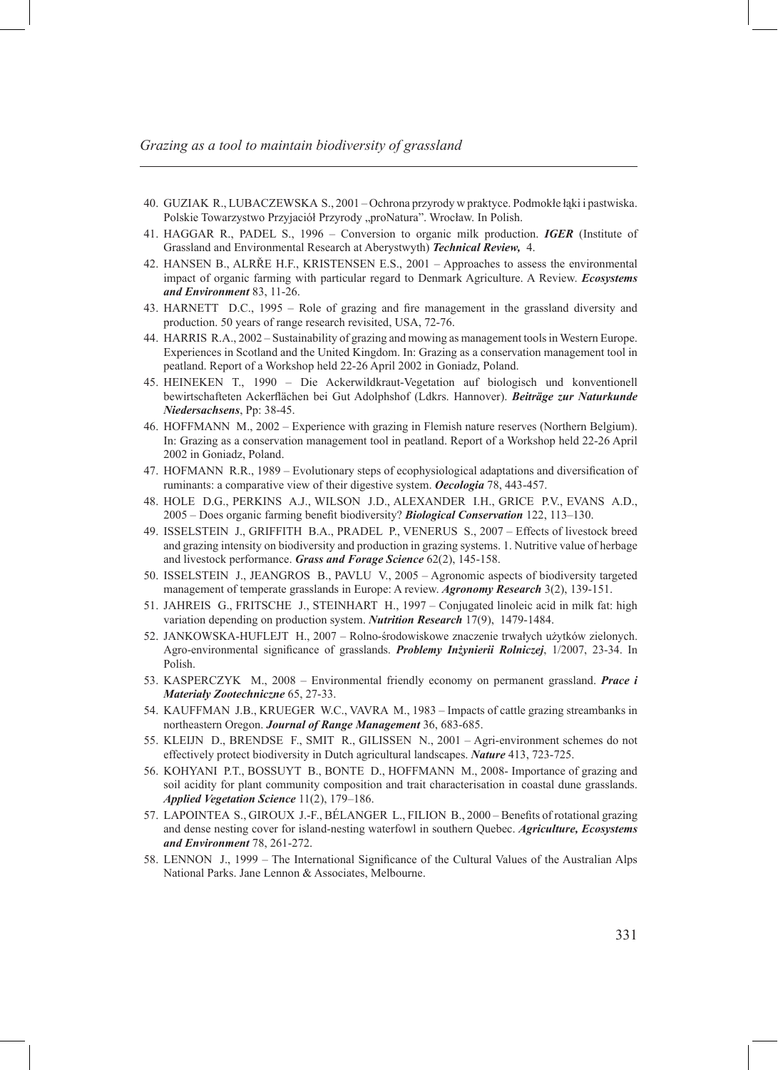40. GUZIAK R., LUBACZEWSKA S., 2001 – Ochrona przyrody w praktyce. Podmokłe łąki i pastwiska. Polskie Towarzystwo Przyjaciół Przyrody „proNatura". Wrocław. In Polish.
41. HAGGAR R., PADEL S., 1996 – Conversion to organic milk production. ***IGER*** (Institute of Grassland and Environmental Research at Aberystwyth) ***Technical Review,*** 4.
42. HANSEN B., ALRŘE H.F., KRISTENSEN E.S., 2001 – Approaches to assess the environmental impact of organic farming with particular regard to Denmark Agriculture. A Review. ***Ecosystems and Environment*** 83, 11-26.
43. HARNETT D.C., 1995 – Role of grazing and fire management in the grassland diversity and production. 50 years of range research revisited, USA, 72-76.
44. HARRIS R.A., 2002 – Sustainability of grazing and mowing as management tools in Western Europe. Experiences in Scotland and the United Kingdom. In: Grazing as a conservation management tool in peatland. Report of a Workshop held 22-26 April 2002 in Goniadz, Poland.
45. HEINEKEN T., 1990 – Die Ackerwildkraut-Vegetation auf biologisch und konventionell bewirtschafteten Ackerflächen bei Gut Adolphshof (Ldkrs. Hannover). ***Beiträge zur Naturkunde Niedersachsens***, Pp: 38-45.
46. HOFFMANN M., 2002 – Experience with grazing in Flemish nature reserves (Northern Belgium). In: Grazing as a conservation management tool in peatland. Report of a Workshop held 22-26 April 2002 in Goniadz, Poland.
47. HOFMANN R.R., 1989 – Evolutionary steps of ecophysiological adaptations and diversification of ruminants: a comparative view of their digestive system. ***Oecologia*** 78, 443-457.
48. HOLE D.G., PERKINS A.J., WILSON J.D., ALEXANDER I.H., GRICE P.V., EVANS A.D., 2005 – Does organic farming benefit biodiversity? ***Biological Conservation*** 122, 113–130.
49. ISSELSTEIN J., GRIFFITH B.A., PRADEL P., VENERUS S., 2007 – Effects of livestock breed and grazing intensity on biodiversity and production in grazing systems. 1. Nutritive value of herbage and livestock performance. ***Grass and Forage Science*** 62(2), 145-158.
50. ISSELSTEIN J., JEANGROS B., PAVLU V., 2005 – Agronomic aspects of biodiversity targeted management of temperate grasslands in Europe: A review. ***Agronomy Research*** 3(2), 139-151.
51. JAHREIS G., FRITSCHE J., STEINHART H., 1997 – Conjugated linoleic acid in milk fat: high variation depending on production system. ***Nutrition Research*** 17(9), 1479-1484.
52. JANKOWSKA-HUFLEJT H., 2007 – Rolno-środowiskowe znaczenie trwałych użytków zielonych. Agro-environmental significance of grasslands. ***Problemy Inżynierii Rolniczej***, 1/2007, 23-34. In Polish.
53. KASPERCZYK M., 2008 – Environmental friendly economy on permanent grassland. ***Prace i Materiały Zootechniczne*** 65, 27-33.
54. KAUFFMAN J.B., KRUEGER W.C., VAVRA M., 1983 – Impacts of cattle grazing streambanks in northeastern Oregon. ***Journal of Range Management*** 36, 683-685.
55. KLEIJN D., BRENDSE F., SMIT R., GILISSEN N., 2001 – Agri-environment schemes do not effectively protect biodiversity in Dutch agricultural landscapes. ***Nature*** 413, 723-725.
56. KOHYANI P.T., BOSSUYT B., BONTE D., HOFFMANN M., 2008- Importance of grazing and soil acidity for plant community composition and trait characterisation in coastal dune grasslands. ***Applied Vegetation Science*** 11(2), 179–186.
57. LAPOINTEA S., GIROUX J.-F., BÉLANGER L., FILION B., 2000 – Benefits of rotational grazing and dense nesting cover for island-nesting waterfowl in southern Quebec. ***Agriculture, Ecosystems and Environment*** 78, 261-272.
58. LENNON J., 1999 – The International Significance of the Cultural Values of the Australian Alps National Parks. Jane Lennon & Associates, Melbourne.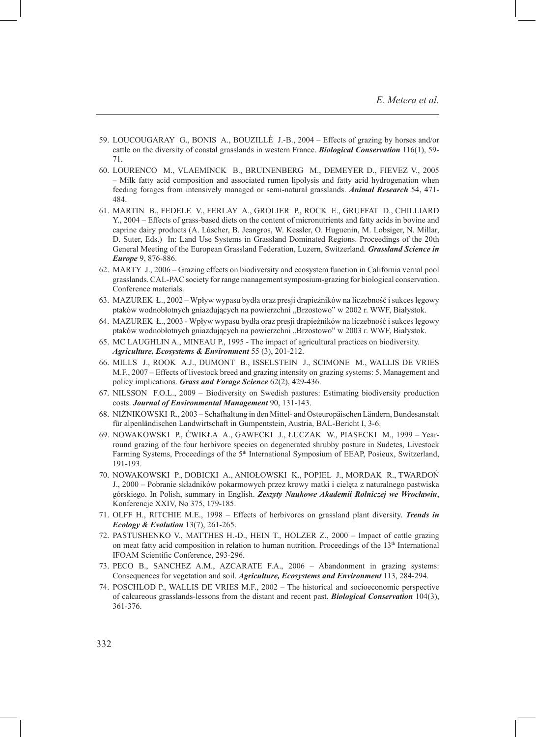59. LOUCOUGARAY G., BONIS A., BOUZILLÉ J.-B., 2004 – Effects of grazing by horses and/or cattle on the diversity of coastal grasslands in western France. ***Biological Conservation*** 116(1), 59-71.
60. LOURENCO M., VLAEMINCK B., BRUINENBERG M., DEMEYER D., FIEVEZ V., 2005 – Milk fatty acid composition and associated rumen lipolysis and fatty acid hydrogenation when feeding forages from intensively managed or semi-natural grasslands. ***Animal Research*** 54, 471-484.
61. MARTIN B., FEDELE V., FERLAY A., GROLIER P., ROCK E., GRUFFAT D., CHILLIARD Y., 2004 – Effects of grass-based diets on the content of micronutrients and fatty acids in bovine and caprine dairy products (A. Lúscher, B. Jeangros, W. Kessler, O. Huguenin, M. Lobsiger, N. Millar, D. Suter, Eds.) In: Land Use Systems in Grassland Dominated Regions. Proceedings of the 20th General Meeting of the European Grassland Federation, Luzern, Switzerland. ***Grassland Science in Europe*** 9, 876-886.
62. MARTY J., 2006 – Grazing effects on biodiversity and ecosystem function in California vernal pool grasslands. CAL-PAC society for range management symposium-grazing for biological conservation. Conference materials.
63. MAZUREK Ł., 2002 – Wpływ wypasu bydła oraz presji drapieżników na liczebność i sukces lęgowy ptaków wodnobłotnych gniazdujących na powierzchni „Brzostowo" w 2002 r. WWF, Białystok.
64. MAZUREK Ł., 2003 - Wpływ wypasu bydła oraz presji drapieżników na liczebność i sukces lęgowy ptaków wodnobłotnych gniazdujących na powierzchni „Brzostowo" w 2003 r. WWF, Białystok.
65. MC LAUGHLIN A., MINEAU P., 1995 - The impact of agricultural practices on biodiversity. ***Agriculture, Ecosystems & Environment*** 55 (3), 201-212.
66. MILLS J., ROOK A.J., DUMONT B., ISSELSTEIN J., SCIMONE M., WALLIS DE VRIES M.F., 2007 – Effects of livestock breed and grazing intensity on grazing systems: 5. Management and policy implications. ***Grass and Forage Science*** 62(2), 429-436.
67. NILSSON F.O.L., 2009 – Biodiversity on Swedish pastures: Estimating biodiversity production costs. ***Journal of Environmental Management*** 90, 131-143.
68. NIŻNIKOWSKI R., 2003 – Schafhaltung in den Mittel- and Osteuropäischen Ländern, Bundesanstalt für alpenländischen Landwirtschaft in Gumpentstein, Austria, BAL-Bericht I, 3-6.
69. NOWAKOWSKI P., ĆWIKŁA A., GAWECKI J., ŁUCZAK W., PIASECKI M., 1999 – Year-round grazing of the four herbivore species on degenerated shrubby pasture in Sudetes, Livestock Farming Systems, Proceedings of the 5th International Symposium of EEAP, Posieux, Switzerland, 191-193.
70. NOWAKOWSKI P., DOBICKI A., ANIOŁOWSKI K., POPIEL J., MORDAK R., TWARDOŃ J., 2000 – Pobranie składników pokarmowych przez krowy matki i cielęta z naturalnego pastwiska górskiego. In Polish, summary in English. ***Zeszyty Naukowe Akademii Rolniczej we Wrocławiu***, Konferencje XXIV, No 375, 179-185.
71. OLFF H., RITCHIE M.E., 1998 – Effects of herbivores on grassland plant diversity. ***Trends in Ecology & Evolution*** 13(7), 261-265.
72. PASTUSHENKO V., MATTHES H.-D., HEIN T., HOLZER Z., 2000 – Impact of cattle grazing on meat fatty acid composition in relation to human nutrition. Proceedings of the 13th International IFOAM Scientific Conference, 293-296.
73. PECO B., SANCHEZ A.M., AZCARATE F.A., 2006 – Abandonment in grazing systems: Consequences for vegetation and soil. ***Agriculture, Ecosystems and Environment*** 113, 284-294.
74. POSCHLOD P., WALLIS DE VRIES M.F., 2002 – The historical and socioeconomic perspective of calcareous grasslands-lessons from the distant and recent past. ***Biological Conservation*** 104(3), 361-376.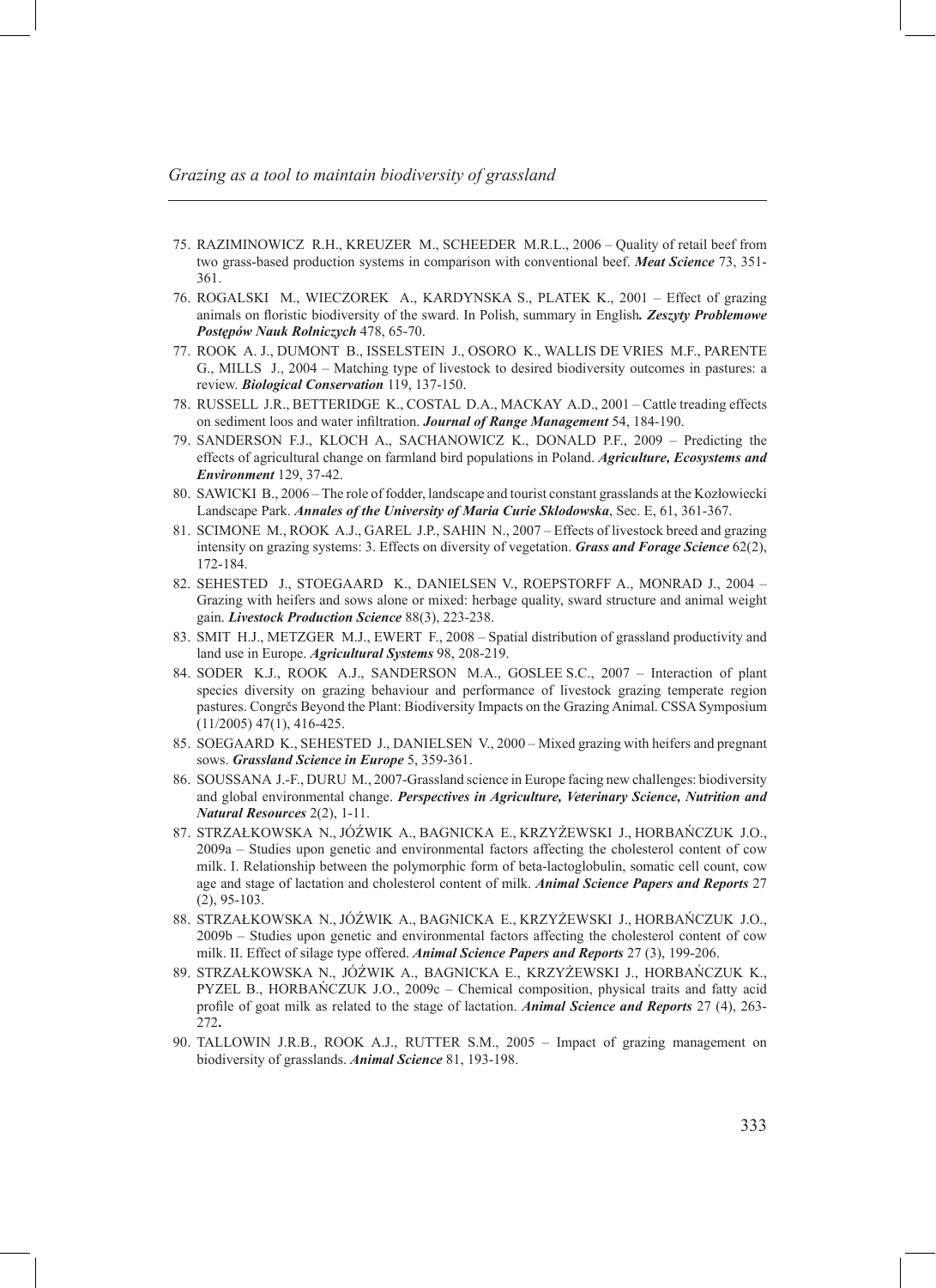75. RAZIMINOWICZ R.H., KREUZER M., SCHEEDER M.R.L., 2006 – Quality of retail beef from two grass-based production systems in comparison with conventional beef. ***Meat Science*** 73, 351-361.
76. ROGALSKI M., WIECZOREK A., KARDYNSKA S., PLATEK K., 2001 – Effect of grazing animals on floristic biodiversity of the sward. In Polish, summary in English***. Zeszyty Problemowe Postępów Nauk Rolniczych*** 478, 65-70.
77. ROOK A. J., DUMONT B., ISSELSTEIN J., OSORO K., WALLIS DE VRIES M.F., PARENTE G., MILLS J., 2004 – Matching type of livestock to desired biodiversity outcomes in pastures: a review. ***Biological Conservation*** 119, 137-150.
78. RUSSELL J.R., BETTERIDGE K., COSTAL D.A., MACKAY A.D., 2001 – Cattle treading effects on sediment loos and water infiltration. ***Journal of Range Management*** 54, 184-190.
79. SANDERSON F.J., KLOCH A., SACHANOWICZ K., DONALD P.F., 2009 – Predicting the effects of agricultural change on farmland bird populations in Poland. ***Agriculture, Ecosystems and Environment*** 129, 37-42.
80. SAWICKI B., 2006 – The role of fodder, landscape and tourist constant grasslands at the Kozłowiecki Landscape Park. ***Annales of the University of Maria Curie Sklodowska***, Sec. E, 61, 361-367.
81. SCIMONE M., ROOK A.J., GAREL J.P., SAHIN N., 2007 – Effects of livestock breed and grazing intensity on grazing systems: 3. Effects on diversity of vegetation. ***Grass and Forage Science*** 62(2), 172-184.
82. SEHESTED J., STOEGAARD K., DANIELSEN V., ROEPSTORFF A., MONRAD J., 2004 – Grazing with heifers and sows alone or mixed: herbage quality, sward structure and animal weight gain. ***Livestock Production Science*** 88(3), 223-238.
83. SMIT H.J., METZGER M.J., EWERT F., 2008 – Spatial distribution of grassland productivity and land use in Europe. ***Agricultural Systems*** 98, 208-219.
84. SODER K.J., ROOK A.J., SANDERSON M.A., GOSLEE S.C., 2007 – Interaction of plant species diversity on grazing behaviour and performance of livestock grazing temperate region pastures. Congrčs Beyond the Plant: Biodiversity Impacts on the Grazing Animal. CSSA Symposium (11/2005) 47(1), 416-425.
85. SOEGAARD K., SEHESTED J., DANIELSEN V., 2000 – Mixed grazing with heifers and pregnant sows. ***Grassland Science in Europe*** 5, 359-361.
86. SOUSSANA J.-F., DURU M., 2007-Grassland science in Europe facing new challenges: biodiversity and global environmental change. ***Perspectives in Agriculture, Veterinary Science, Nutrition and Natural Resources*** 2(2), 1-11.
87. STRZAŁKOWSKA N., JÓŹWIK A., BAGNICKA E., KRZYŻEWSKI J., HORBAŃCZUK J.O., 2009a – Studies upon genetic and environmental factors affecting the cholesterol content of cow milk. I. Relationship between the polymorphic form of beta-lactoglobulin, somatic cell count, cow age and stage of lactation and cholesterol content of milk. ***Animal Science Papers and Reports*** 27 (2), 95-103.
88. STRZAŁKOWSKA N., JÓŹWIK A., BAGNICKA E., KRZYŻEWSKI J., HORBAŃCZUK J.O., 2009b – Studies upon genetic and environmental factors affecting the cholesterol content of cow milk. II. Effect of silage type offered. ***Animal Science Papers and Reports*** 27 (3), 199-206.
89. STRZAŁKOWSKA N., JÓŹWIK A., BAGNICKA E., KRZYŻEWSKI J., HORBAŃCZUK K., PYZEL B., HORBAŃCZUK J.O., 2009c – Chemical composition, physical traits and fatty acid profile of goat milk as related to the stage of lactation. ***Animal Science and Reports*** 27 (4), 263-272**.**
90. TALLOWIN J.R.B., ROOK A.J., RUTTER S.M., 2005 – Impact of grazing management on biodiversity of grasslands. ***Animal Science*** 81, 193-198.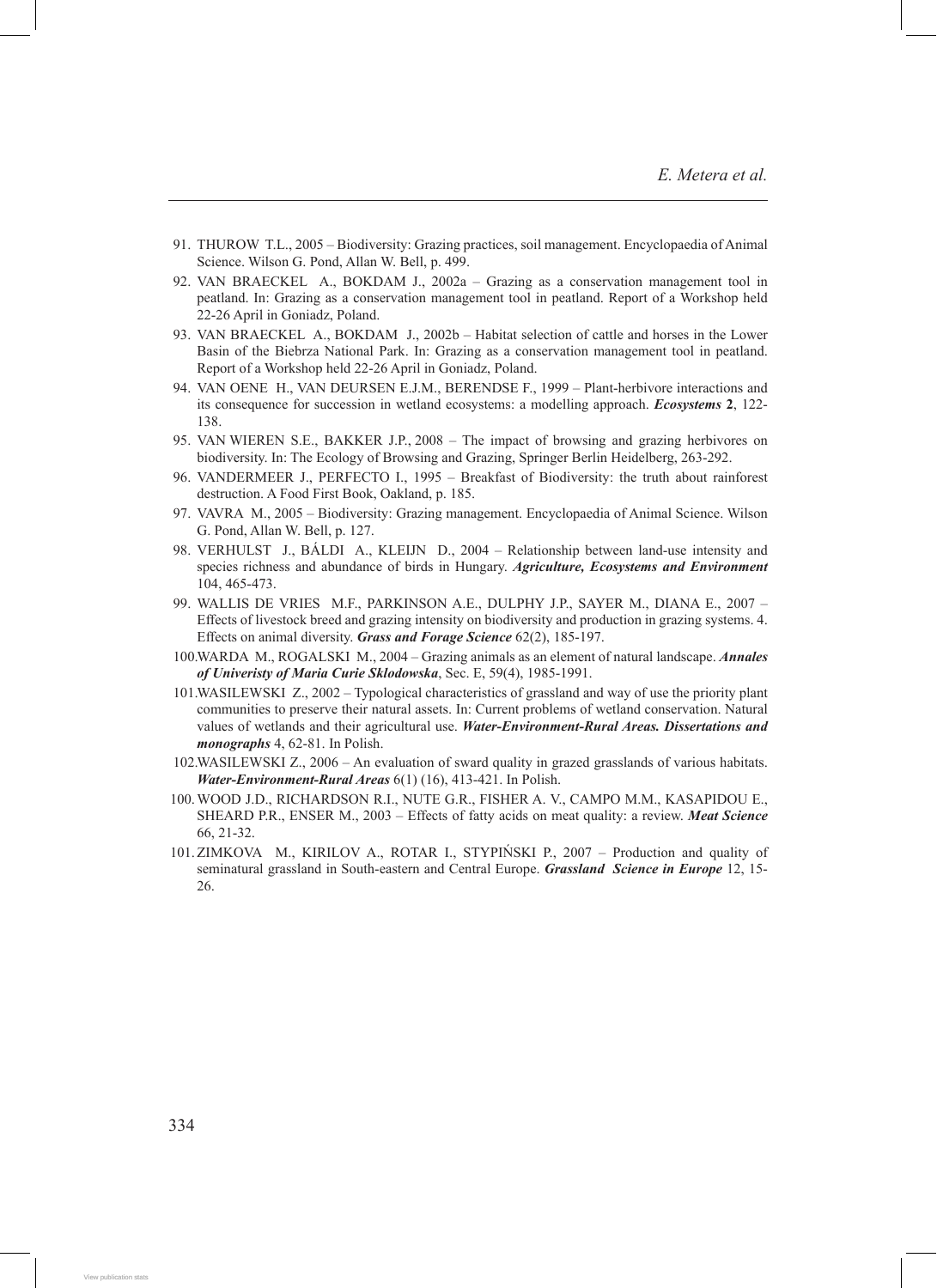91. THUROW T.L., 2005 – Biodiversity: Grazing practices, soil management. Encyclopaedia of Animal Science. Wilson G. Pond, Allan W. Bell, p. 499.
92. VAN BRAECKEL A., BOKDAM J., 2002a – Grazing as a conservation management tool in peatland. In: Grazing as a conservation management tool in peatland. Report of a Workshop held 22-26 April in Goniadz, Poland.
93. VAN BRAECKEL A., BOKDAM J., 2002b – Habitat selection of cattle and horses in the Lower Basin of the Biebrza National Park. In: Grazing as a conservation management tool in peatland. Report of a Workshop held 22-26 April in Goniadz, Poland.
94. VAN OENE H., VAN DEURSEN E.J.M., BERENDSE F., 1999 – Plant-herbivore interactions and its consequence for succession in wetland ecosystems: a modelling approach. ***Ecosystems*** **2**, 122-138.
95. VAN WIEREN S.E., BAKKER J.P., 2008 – The impact of browsing and grazing herbivores on biodiversity. In: The Ecology of Browsing and Grazing, Springer Berlin Heidelberg, 263-292.
96. VANDERMEER J., PERFECTO I., 1995 – Breakfast of Biodiversity: the truth about rainforest destruction. A Food First Book, Oakland, p. 185.
97. VAVRA M., 2005 – Biodiversity: Grazing management. Encyclopaedia of Animal Science. Wilson G. Pond, Allan W. Bell, p. 127.
98. VERHULST J., BÁLDI A., KLEIJN D., 2004 – Relationship between land-use intensity and species richness and abundance of birds in Hungary. ***Agriculture, Ecosystems and Environment*** 104, 465-473.
99. WALLIS DE VRIES M.F., PARKINSON A.E., DULPHY J.P., SAYER M., DIANA E., 2007 – Effects of livestock breed and grazing intensity on biodiversity and production in grazing systems. 4. Effects on animal diversity. ***Grass and Forage Science*** 62(2), 185-197.
100. WARDA M., ROGALSKI M., 2004 – Grazing animals as an element of natural landscape. ***Annales of Univeristy of Maria Curie Sklodowska***, Sec. E, 59(4), 1985-1991.
101. WASILEWSKI Z., 2002 – Typological characteristics of grassland and way of use the priority plant communities to preserve their natural assets. In: Current problems of wetland conservation. Natural values of wetlands and their agricultural use. ***Water-Environment-Rural Areas. Dissertations and monographs*** 4, 62-81. In Polish.
102. WASILEWSKI Z., 2006 – An evaluation of sward quality in grazed grasslands of various habitats. ***Water-Environment-Rural Areas*** 6(1) (16), 413-421. In Polish.
100. WOOD J.D., RICHARDSON R.I., NUTE G.R., FISHER A. V., CAMPO M.M., KASAPIDOU E., SHEARD P.R., ENSER M., 2003 – Effects of fatty acids on meat quality: a review. ***Meat Science*** 66, 21-32.
101. ZIMKOVA M., KIRILOV A., ROTAR I., STYPIŃSKI P., 2007 – Production and quality of seminatural grassland in South-eastern and Central Europe. ***Grassland Science in Europe*** 12, 15-26.